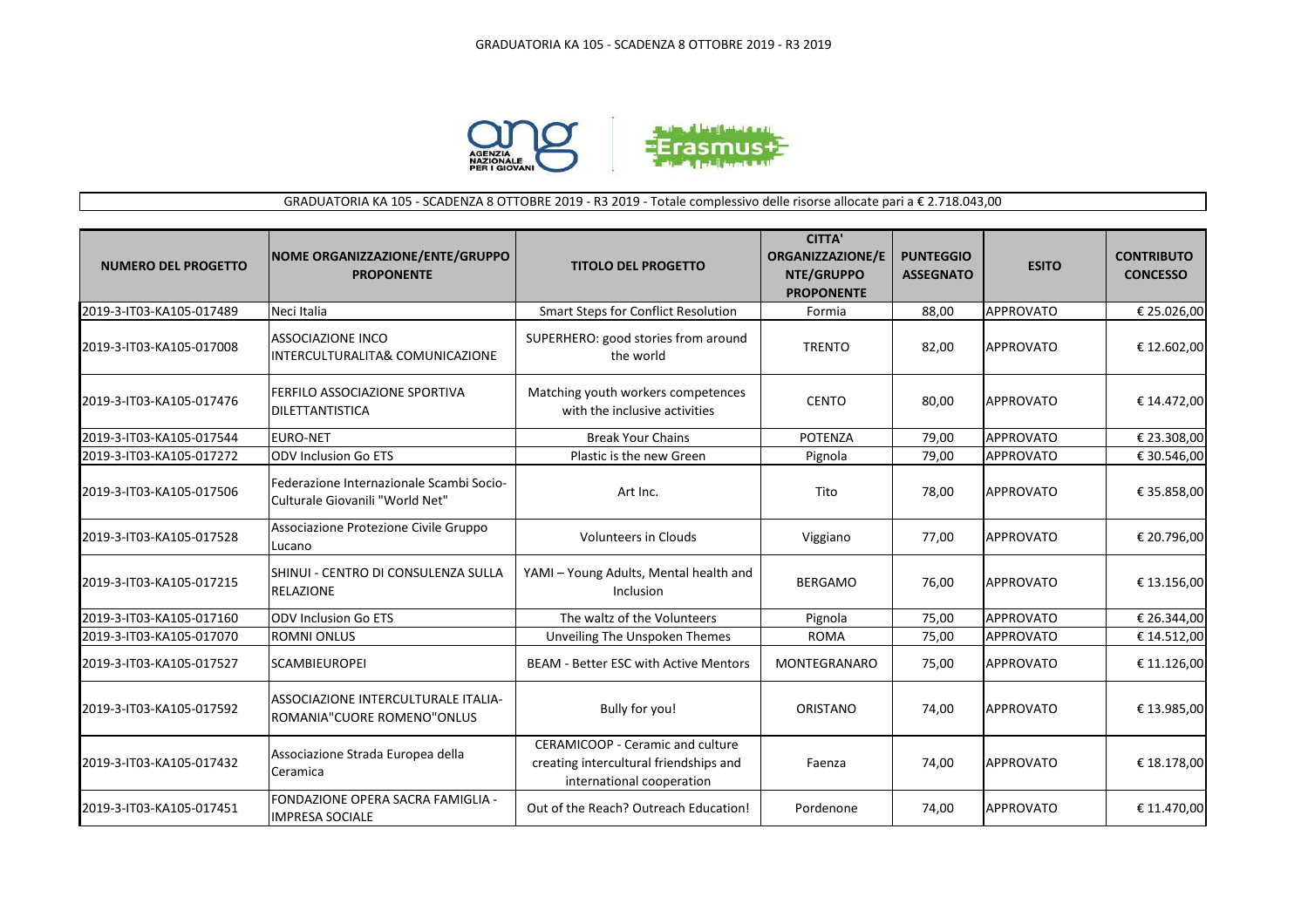GRADUATORIA KA 105 - SCADENZA 8 OTTOBRE 2019 - R3 2019

GRADUATORIA KA 105 - SCADENZA 8 OTTOBRE 2019 - R3 2019 - Totale complessivo delle risorse allocate pari a € 2.718.043,00

| NUMERO DEL PROGETTO | NOME ORGANIZZAZIONE/ENTE/GRUPPO PROPONENTE | TITOLO DEL PROGETTO | CITTA' ORGANIZZAZIONE/ENTE/GRUPPO PROPONENTE | PUNTEGGIO ASSEGNATO | ESITO | CONTRIBUTO CONCESSO |
|---|---|---|---|---|---|---|
| 2019-3-IT03-KA105-017489 | Neci Italia | Smart Steps for Conflict Resolution | Formia | 88,00 | APPROVATO | € 25.026,00 |
| 2019-3-IT03-KA105-017008 | ASSOCIAZIONE INCO INTERCULTURALITA& COMUNICAZIONE | SUPERHERO: good stories from around the world | TRENTO | 82,00 | APPROVATO | € 12.602,00 |
| 2019-3-IT03-KA105-017476 | FERFILO ASSOCIAZIONE SPORTIVA DILETTANTISTICA | Matching youth workers competences with the inclusive activities | CENTO | 80,00 | APPROVATO | € 14.472,00 |
| 2019-3-IT03-KA105-017544 | EURO-NET | Break Your Chains | POTENZA | 79,00 | APPROVATO | € 23.308,00 |
| 2019-3-IT03-KA105-017272 | ODV Inclusion Go ETS | Plastic is the new Green | Pignola | 79,00 | APPROVATO | € 30.546,00 |
| 2019-3-IT03-KA105-017506 | Federazione Internazionale Scambi Socio-Culturale Giovanili "World Net" | Art Inc. | Tito | 78,00 | APPROVATO | € 35.858,00 |
| 2019-3-IT03-KA105-017528 | Associazione Protezione Civile Gruppo Lucano | Volunteers in Clouds | Viggiano | 77,00 | APPROVATO | € 20.796,00 |
| 2019-3-IT03-KA105-017215 | SHINUI - CENTRO DI CONSULENZA SULLA RELAZIONE | YAMI – Young Adults, Mental health and Inclusion | BERGAMO | 76,00 | APPROVATO | € 13.156,00 |
| 2019-3-IT03-KA105-017160 | ODV Inclusion Go ETS | The waltz of the Volunteers | Pignola | 75,00 | APPROVATO | € 26.344,00 |
| 2019-3-IT03-KA105-017070 | ROMNI ONLUS | Unveiling The Unspoken Themes | ROMA | 75,00 | APPROVATO | € 14.512,00 |
| 2019-3-IT03-KA105-017527 | SCAMBIEUROPEI | BEAM - Better ESC with Active Mentors | MONTEGRANARO | 75,00 | APPROVATO | € 11.126,00 |
| 2019-3-IT03-KA105-017592 | ASSOCIAZIONE INTERCULTURALE ITALIA-ROMANIA"CUORE ROMENO"ONLUS | Bully for you! | ORISTANO | 74,00 | APPROVATO | € 13.985,00 |
| 2019-3-IT03-KA105-017432 | Associazione Strada Europea della Ceramica | CERAMICOOP - Ceramic and culture creating intercultural friendships and international cooperation | Faenza | 74,00 | APPROVATO | € 18.178,00 |
| 2019-3-IT03-KA105-017451 | FONDAZIONE OPERA SACRA FAMIGLIA - IMPRESA SOCIALE | Out of the Reach? Outreach Education! | Pordenone | 74,00 | APPROVATO | € 11.470,00 |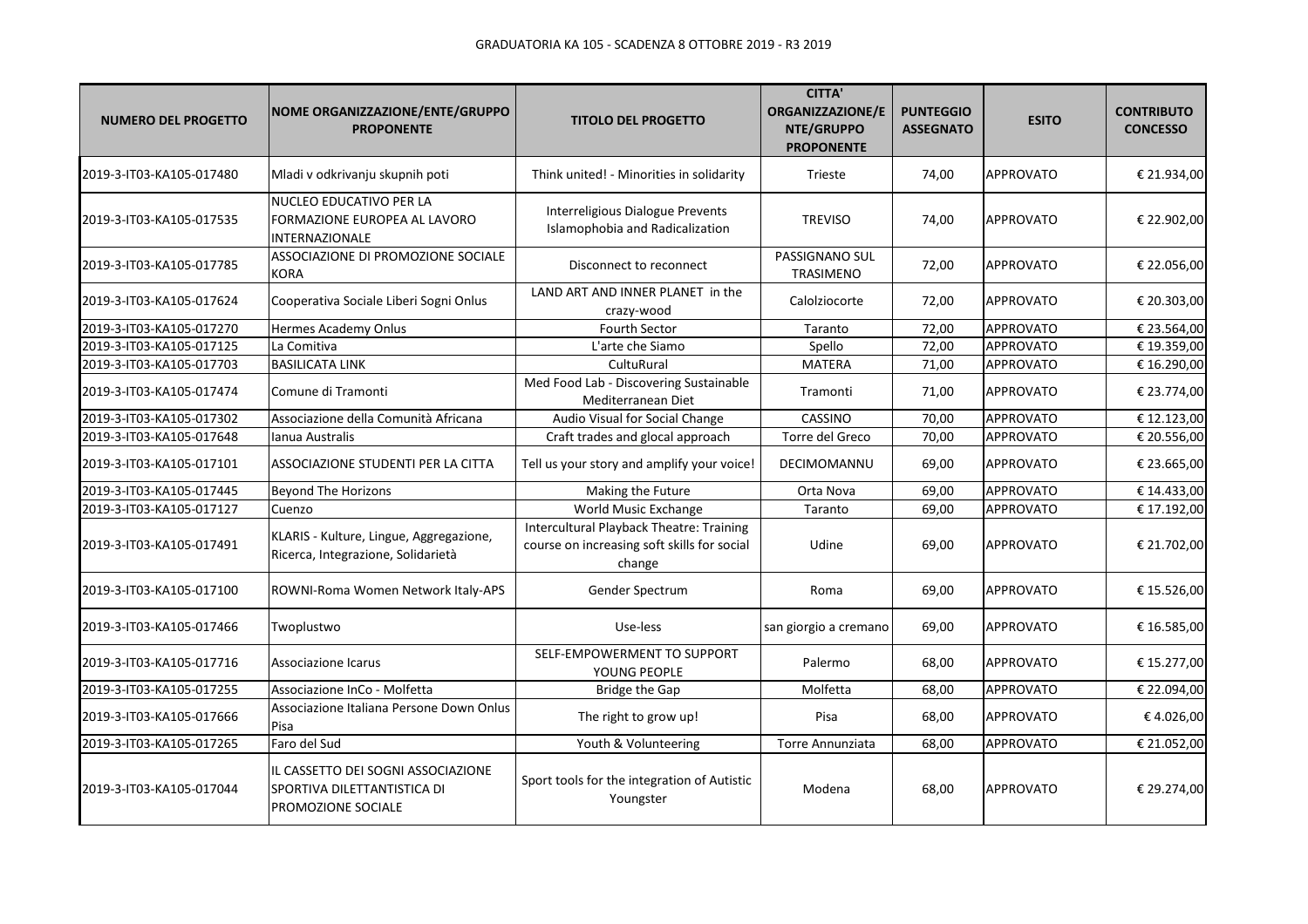GRADUATORIA KA 105 - SCADENZA 8 OTTOBRE 2019 - R3 2019

| NUMERO DEL PROGETTO | NOME ORGANIZZAZIONE/ENTE/GRUPPO PROPONENTE | TITOLO DEL PROGETTO | CITTA' ORGANIZZAZIONE/ENTE/GRUPPO PROPONENTE | PUNTEGGIO ASSEGNATO | ESITO | CONTRIBUTO CONCESSO |
|---|---|---|---|---|---|---|
| 2019-3-IT03-KA105-017480 | Mladi v odkrivanju skupnih poti | Think united! - Minorities in solidarity | Trieste | 74,00 | APPROVATO | € 21.934,00 |
| 2019-3-IT03-KA105-017535 | NUCLEO EDUCATIVO PER LA FORMAZIONE EUROPEA AL LAVORO INTERNAZIONALE | Interreligious Dialogue Prevents Islamophobia and Radicalization | TREVISO | 74,00 | APPROVATO | € 22.902,00 |
| 2019-3-IT03-KA105-017785 | ASSOCIAZIONE DI PROMOZIONE SOCIALE KORA | Disconnect to reconnect | PASSIGNANO SUL TRASIMENO | 72,00 | APPROVATO | € 22.056,00 |
| 2019-3-IT03-KA105-017624 | Cooperativa Sociale Liberi Sogni Onlus | LAND ART AND INNER PLANET in the crazy-wood | Calolziocorte | 72,00 | APPROVATO | € 20.303,00 |
| 2019-3-IT03-KA105-017270 | Hermes Academy Onlus | Fourth Sector | Taranto | 72,00 | APPROVATO | € 23.564,00 |
| 2019-3-IT03-KA105-017125 | La Comitiva | L'arte che Siamo | Spello | 72,00 | APPROVATO | € 19.359,00 |
| 2019-3-IT03-KA105-017703 | BASILICATA LINK | CultuRural | MATERA | 71,00 | APPROVATO | € 16.290,00 |
| 2019-3-IT03-KA105-017474 | Comune di Tramonti | Med Food Lab - Discovering Sustainable Mediterranean Diet | Tramonti | 71,00 | APPROVATO | € 23.774,00 |
| 2019-3-IT03-KA105-017302 | Associazione della Comunità Africana | Audio Visual for Social Change | CASSINO | 70,00 | APPROVATO | € 12.123,00 |
| 2019-3-IT03-KA105-017648 | Ianua Australis | Craft trades and glocal approach | Torre del Greco | 70,00 | APPROVATO | € 20.556,00 |
| 2019-3-IT03-KA105-017101 | ASSOCIAZIONE STUDENTI PER LA CITTA | Tell us your story and amplify your voice! | DECIMOMANNU | 69,00 | APPROVATO | € 23.665,00 |
| 2019-3-IT03-KA105-017445 | Beyond The Horizons | Making the Future | Orta Nova | 69,00 | APPROVATO | € 14.433,00 |
| 2019-3-IT03-KA105-017127 | Cuenzo | World Music Exchange | Taranto | 69,00 | APPROVATO | € 17.192,00 |
| 2019-3-IT03-KA105-017491 | KLARIS - Kulture, Lingue, Aggregazione, Ricerca, Integrazione, Solidarietà | Intercultural Playback Theatre: Training course on increasing soft skills for social change | Udine | 69,00 | APPROVATO | € 21.702,00 |
| 2019-3-IT03-KA105-017100 | ROWNI-Roma Women Network Italy-APS | Gender Spectrum | Roma | 69,00 | APPROVATO | € 15.526,00 |
| 2019-3-IT03-KA105-017466 | Twoplustwo | Use-less | san giorgio a cremano | 69,00 | APPROVATO | € 16.585,00 |
| 2019-3-IT03-KA105-017716 | Associazione Icarus | SELF-EMPOWERMENT TO SUPPORT YOUNG PEOPLE | Palermo | 68,00 | APPROVATO | € 15.277,00 |
| 2019-3-IT03-KA105-017255 | Associazione InCo - Molfetta | Bridge the Gap | Molfetta | 68,00 | APPROVATO | € 22.094,00 |
| 2019-3-IT03-KA105-017666 | Associazione Italiana Persone Down Onlus Pisa | The right to grow up! | Pisa | 68,00 | APPROVATO | € 4.026,00 |
| 2019-3-IT03-KA105-017265 | Faro del Sud | Youth & Volunteering | Torre Annunziata | 68,00 | APPROVATO | € 21.052,00 |
| 2019-3-IT03-KA105-017044 | IL CASSETTO DEI SOGNI ASSOCIAZIONE SPORTIVA DILETTANTISTICA DI PROMOZIONE SOCIALE | Sport tools for the integration of Autistic Youngster | Modena | 68,00 | APPROVATO | € 29.274,00 |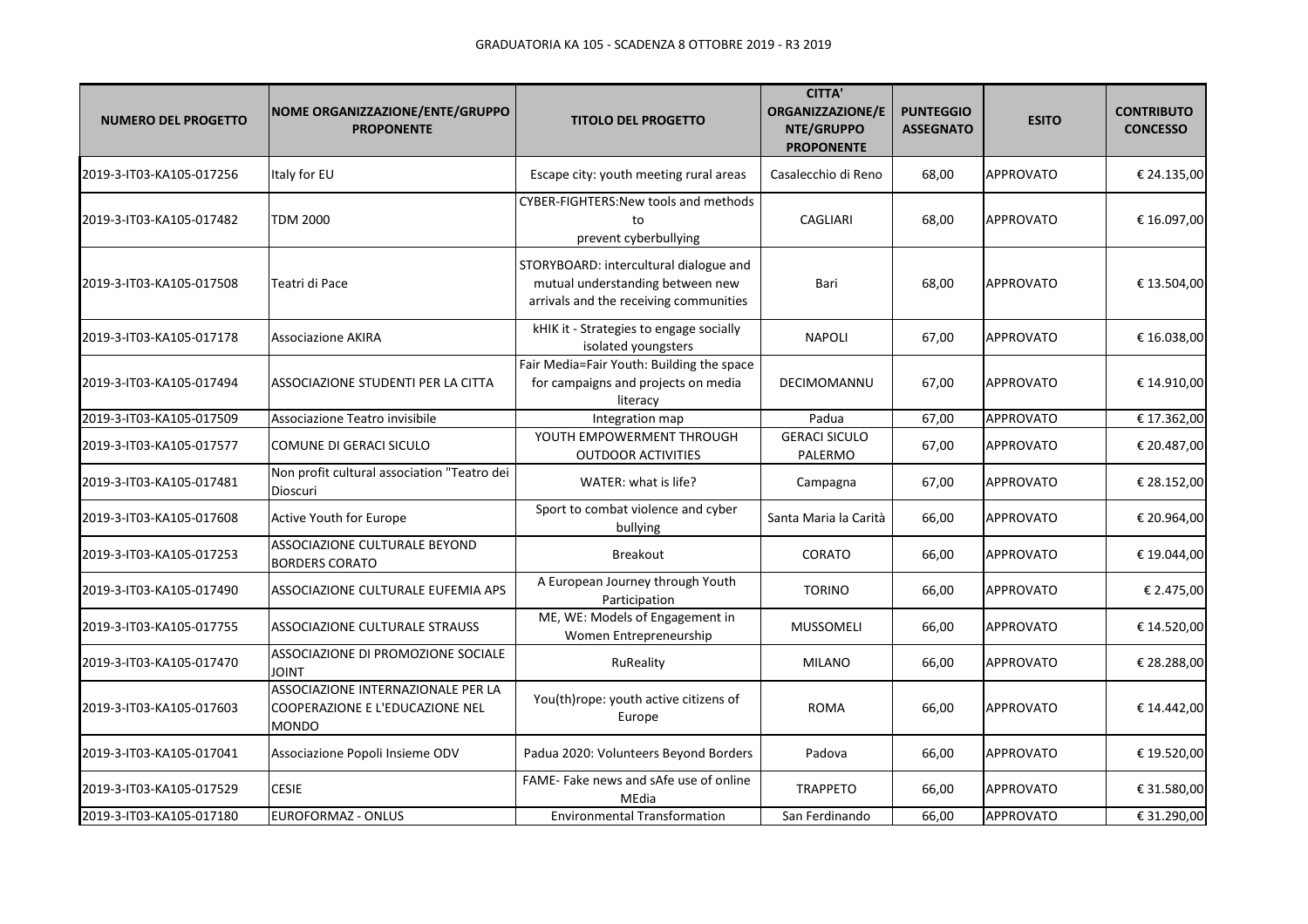GRADUATORIA KA 105 - SCADENZA 8 OTTOBRE 2019 - R3 2019

| NUMERO DEL PROGETTO | NOME ORGANIZZAZIONE/ENTE/GRUPPO PROPONENTE | TITOLO DEL PROGETTO | CITTA' ORGANIZZAZIONE/ENTE/GRUPPO PROPONENTE | PUNTEGGIO ASSEGNATO | ESITO | CONTRIBUTO CONCESSO |
| --- | --- | --- | --- | --- | --- | --- |
| 2019-3-IT03-KA105-017256 | Italy for EU | Escape city: youth meeting rural areas | Casalecchio di Reno | 68,00 | APPROVATO | € 24.135,00 |
| 2019-3-IT03-KA105-017482 | TDM 2000 | CYBER-FIGHTERS:New tools and methods to prevent cyberbullying | CAGLIARI | 68,00 | APPROVATO | € 16.097,00 |
| 2019-3-IT03-KA105-017508 | Teatri di Pace | STORYBOARD: intercultural dialogue and mutual understanding between new arrivals and the receiving communities | Bari | 68,00 | APPROVATO | € 13.504,00 |
| 2019-3-IT03-KA105-017178 | Associazione AKIRA | kHIK it - Strategies to engage socially isolated youngsters | NAPOLI | 67,00 | APPROVATO | € 16.038,00 |
| 2019-3-IT03-KA105-017494 | ASSOCIAZIONE STUDENTI PER LA CITTA | Fair Media=Fair Youth: Building the space for campaigns and projects on media literacy | DECIMOMANNU | 67,00 | APPROVATO | € 14.910,00 |
| 2019-3-IT03-KA105-017509 | Associazione Teatro invisibile | Integration map | Padua | 67,00 | APPROVATO | € 17.362,00 |
| 2019-3-IT03-KA105-017577 | COMUNE DI GERACI SICULO | YOUTH EMPOWERMENT THROUGH OUTDOOR ACTIVITIES | GERACI SICULO PALERMO | 67,00 | APPROVATO | € 20.487,00 |
| 2019-3-IT03-KA105-017481 | Non profit cultural association "Teatro dei Dioscuri | WATER: what is life? | Campagna | 67,00 | APPROVATO | € 28.152,00 |
| 2019-3-IT03-KA105-017608 | Active Youth for Europe | Sport to combat violence and cyber bullying | Santa Maria la Carità | 66,00 | APPROVATO | € 20.964,00 |
| 2019-3-IT03-KA105-017253 | ASSOCIAZIONE CULTURALE BEYOND BORDERS CORATO | Breakout | CORATO | 66,00 | APPROVATO | € 19.044,00 |
| 2019-3-IT03-KA105-017490 | ASSOCIAZIONE CULTURALE EUFEMIA APS | A European Journey through Youth Participation | TORINO | 66,00 | APPROVATO | € 2.475,00 |
| 2019-3-IT03-KA105-017755 | ASSOCIAZIONE CULTURALE STRAUSS | ME, WE: Models of Engagement in Women Entrepreneurship | MUSSOMELI | 66,00 | APPROVATO | € 14.520,00 |
| 2019-3-IT03-KA105-017470 | ASSOCIAZIONE DI PROMOZIONE SOCIALE JOINT | RuReality | MILANO | 66,00 | APPROVATO | € 28.288,00 |
| 2019-3-IT03-KA105-017603 | ASSOCIAZIONE INTERNAZIONALE PER LA COOPERAZIONE E L'EDUCAZIONE NEL MONDO | You(th)rope: youth active citizens of Europe | ROMA | 66,00 | APPROVATO | € 14.442,00 |
| 2019-3-IT03-KA105-017041 | Associazione Popoli Insieme ODV | Padua 2020: Volunteers Beyond Borders | Padova | 66,00 | APPROVATO | € 19.520,00 |
| 2019-3-IT03-KA105-017529 | CESIE | FAME- Fake news and sAfe use of online MEdia | TRAPPETO | 66,00 | APPROVATO | € 31.580,00 |
| 2019-3-IT03-KA105-017180 | EUROFORMAZ - ONLUS | Environmental Transformation | San Ferdinando | 66,00 | APPROVATO | € 31.290,00 |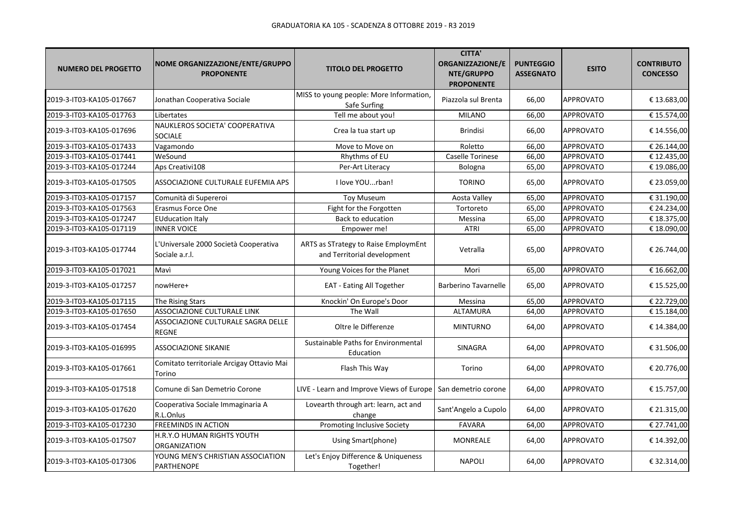GRADUATORIA KA 105 - SCADENZA 8 OTTOBRE 2019 - R3 2019

| NUMERO DEL PROGETTO | NOME ORGANIZZAZIONE/ENTE/GRUPPO PROPONENTE | TITOLO DEL PROGETTO | CITTA' ORGANIZZAZIONE/ENTE/GRUPPO PROPONENTE | PUNTEGGIO ASSEGNATO | ESITO | CONTRIBUTO CONCESSO |
|---|---|---|---|---|---|---|
| 2019-3-IT03-KA105-017667 | Jonathan Cooperativa Sociale | MISS to young people: More Information, Safe Surfing | Piazzola sul Brenta | 66,00 | APPROVATO | € 13.683,00 |
| 2019-3-IT03-KA105-017763 | Libertates | Tell me about you! | MILANO | 66,00 | APPROVATO | € 15.574,00 |
| 2019-3-IT03-KA105-017696 | NAUKLEROS SOCIETA' COOPERATIVA SOCIALE | Crea la tua start up | Brindisi | 66,00 | APPROVATO | € 14.556,00 |
| 2019-3-IT03-KA105-017433 | Vagamondo | Move to Move on | Roletto | 66,00 | APPROVATO | € 26.144,00 |
| 2019-3-IT03-KA105-017441 | WeSound | Rhythms of EU | Caselle Torinese | 66,00 | APPROVATO | € 12.435,00 |
| 2019-3-IT03-KA105-017244 | Aps Creativi108 | Per-Art Literacy | Bologna | 65,00 | APPROVATO | € 19.086,00 |
| 2019-3-IT03-KA105-017505 | ASSOCIAZIONE CULTURALE EUFEMIA APS | I love YOU...rban! | TORINO | 65,00 | APPROVATO | € 23.059,00 |
| 2019-3-IT03-KA105-017157 | Comunità di Supereroi | Toy Museum | Aosta Valley | 65,00 | APPROVATO | € 31.190,00 |
| 2019-3-IT03-KA105-017563 | Erasmus Force One | Fight for the Forgotten | Tortoreto | 65,00 | APPROVATO | € 24.234,00 |
| 2019-3-IT03-KA105-017247 | EUducation Italy | Back to education | Messina | 65,00 | APPROVATO | € 18.375,00 |
| 2019-3-IT03-KA105-017119 | INNER VOICE | Empower me! | ATRI | 65,00 | APPROVATO | € 18.090,00 |
| 2019-3-IT03-KA105-017744 | L'Universale 2000 Società Cooperativa Sociale a.r.l. | ARTS as STrategy to Raise EmploymEnt and Territorial development | Vetralla | 65,00 | APPROVATO | € 26.744,00 |
| 2019-3-IT03-KA105-017021 | Mavì | Young Voices for the Planet | Mori | 65,00 | APPROVATO | € 16.662,00 |
| 2019-3-IT03-KA105-017257 | nowHere+ | EAT - Eating All Together | Barberino Tavarnelle | 65,00 | APPROVATO | € 15.525,00 |
| 2019-3-IT03-KA105-017115 | The Rising Stars | Knockin' On Europe's Door | Messina | 65,00 | APPROVATO | € 22.729,00 |
| 2019-3-IT03-KA105-017650 | ASSOCIAZIONE CULTURALE LINK | The Wall | ALTAMURA | 64,00 | APPROVATO | € 15.184,00 |
| 2019-3-IT03-KA105-017454 | ASSOCIAZIONE CULTURALE SAGRA DELLE REGNE | Oltre le Differenze | MINTURNO | 64,00 | APPROVATO | € 14.384,00 |
| 2019-3-IT03-KA105-016995 | ASSOCIAZIONE SIKANIE | Sustainable Paths for Environmental Education | SINAGRA | 64,00 | APPROVATO | € 31.506,00 |
| 2019-3-IT03-KA105-017661 | Comitato territoriale Arcigay Ottavio Mai Torino | Flash This Way | Torino | 64,00 | APPROVATO | € 20.776,00 |
| 2019-3-IT03-KA105-017518 | Comune di San Demetrio Corone | LIVE - Learn and Improve Views of Europe | San demetrio corone | 64,00 | APPROVATO | € 15.757,00 |
| 2019-3-IT03-KA105-017620 | Cooperativa Sociale Immaginaria A R.L.Onlus | Lovearth through art: learn, act and change | Sant'Angelo a Cupolo | 64,00 | APPROVATO | € 21.315,00 |
| 2019-3-IT03-KA105-017230 | FREEMINDS IN ACTION | Promoting Inclusive Society | FAVARA | 64,00 | APPROVATO | € 27.741,00 |
| 2019-3-IT03-KA105-017507 | H.R.Y.O HUMAN RIGHTS YOUTH ORGANIZATION | Using Smart(phone) | MONREALE | 64,00 | APPROVATO | € 14.392,00 |
| 2019-3-IT03-KA105-017306 | YOUNG MEN'S CHRISTIAN ASSOCIATION PARTHENOPE | Let's Enjoy Difference & Uniqueness Together! | NAPOLI | 64,00 | APPROVATO | € 32.314,00 |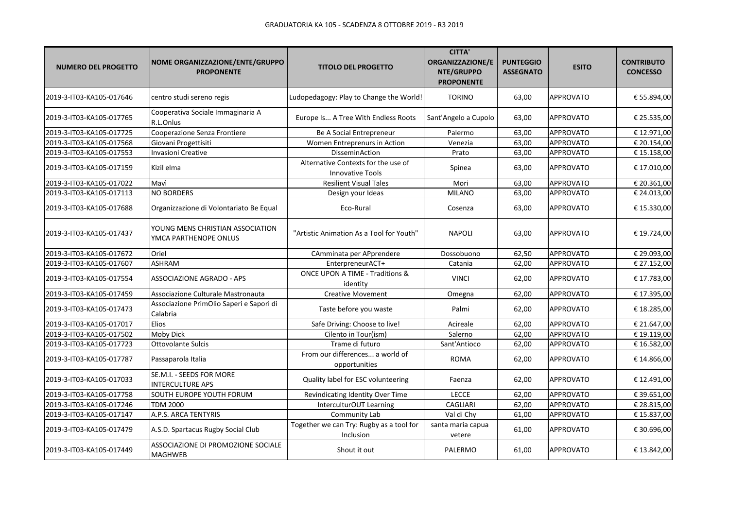GRADUATORIA KA 105 - SCADENZA 8 OTTOBRE 2019 - R3 2019

| NUMERO DEL PROGETTO | NOME ORGANIZZAZIONE/ENTE/GRUPPO PROPONENTE | TITOLO DEL PROGETTO | CITTA' ORGANIZZAZIONE/ENTE/GRUPPO PROPONENTE | PUNTEGGIO ASSEGNATO | ESITO | CONTRIBUTO CONCESSO |
|---|---|---|---|---|---|---|
| 2019-3-IT03-KA105-017646 | centro studi sereno regis | Ludopedagogy: Play to Change the World! | TORINO | 63,00 | APPROVATO | € 55.894,00 |
| 2019-3-IT03-KA105-017765 | Cooperativa Sociale Immaginaria A R.L.Onlus | Europe Is... A Tree With Endless Roots | Sant'Angelo a Cupolo | 63,00 | APPROVATO | € 25.535,00 |
| 2019-3-IT03-KA105-017725 | Cooperazione Senza Frontiere | Be A Social Entrepreneur | Palermo | 63,00 | APPROVATO | € 12.971,00 |
| 2019-3-IT03-KA105-017568 | Giovani Progettisiti | Women Entreprenurs in Action | Venezia | 63,00 | APPROVATO | € 20.154,00 |
| 2019-3-IT03-KA105-017553 | Invasioni Creative | DisseminAction | Prato | 63,00 | APPROVATO | € 15.158,00 |
| 2019-3-IT03-KA105-017159 | Kizil elma | Alternative Contexts for the use of Innovative Tools | Spinea | 63,00 | APPROVATO | € 17.010,00 |
| 2019-3-IT03-KA105-017022 | Mavì | Resilient Visual Tales | Mori | 63,00 | APPROVATO | € 20.361,00 |
| 2019-3-IT03-KA105-017113 | NO BORDERS | Design your Ideas | MILANO | 63,00 | APPROVATO | € 24.013,00 |
| 2019-3-IT03-KA105-017688 | Organizzazione di Volontariato Be Equal | Eco-Rural | Cosenza | 63,00 | APPROVATO | € 15.330,00 |
| 2019-3-IT03-KA105-017437 | YOUNG MENS CHRISTIAN ASSOCIATION YMCA PARTHENOPE ONLUS | "Artistic Animation As a Tool for Youth" | NAPOLI | 63,00 | APPROVATO | € 19.724,00 |
| 2019-3-IT03-KA105-017672 | Oriel | CAmminata per APprendere | Dossobuono | 62,50 | APPROVATO | € 29.093,00 |
| 2019-3-IT03-KA105-017607 | ASHRAM | EnterpreneurACT+ | Catania | 62,00 | APPROVATO | € 27.152,00 |
| 2019-3-IT03-KA105-017554 | ASSOCIAZIONE AGRADO - APS | ONCE UPON A TIME - Traditions & identity | VINCI | 62,00 | APPROVATO | € 17.783,00 |
| 2019-3-IT03-KA105-017459 | Associazione Culturale Mastronauta | Creative Movement | Omegna | 62,00 | APPROVATO | € 17.395,00 |
| 2019-3-IT03-KA105-017473 | Associazione PrimOlio Saperi e Sapori di Calabria | Taste before you waste | Palmi | 62,00 | APPROVATO | € 18.285,00 |
| 2019-3-IT03-KA105-017017 | Elios | Safe Driving: Choose to live! | Acireale | 62,00 | APPROVATO | € 21.647,00 |
| 2019-3-IT03-KA105-017502 | Moby Dick | Cilento in Tour(ism) | Salerno | 62,00 | APPROVATO | € 19.119,00 |
| 2019-3-IT03-KA105-017723 | Ottovolante Sulcis | Trame di futuro | Sant'Antioco | 62,00 | APPROVATO | € 16.582,00 |
| 2019-3-IT03-KA105-017787 | Passaparola Italia | From our differences... a world of opportunities | ROMA | 62,00 | APPROVATO | € 14.866,00 |
| 2019-3-IT03-KA105-017033 | SE.M.I. - SEEDS FOR MORE INTERCULTURE APS | Quality label for ESC volunteering | Faenza | 62,00 | APPROVATO | € 12.491,00 |
| 2019-3-IT03-KA105-017758 | SOUTH EUROPE YOUTH FORUM | Revindicating Identity Over Time | LECCE | 62,00 | APPROVATO | € 39.651,00 |
| 2019-3-IT03-KA105-017246 | TDM 2000 | InterculturOUT Learning | CAGLIARI | 62,00 | APPROVATO | € 28.815,00 |
| 2019-3-IT03-KA105-017147 | A.P.S. ARCA TENTYRIS | Community Lab | Val di Chy | 61,00 | APPROVATO | € 15.837,00 |
| 2019-3-IT03-KA105-017479 | A.S.D. Spartacus Rugby Social Club | Together we can Try: Rugby as a tool for Inclusion | santa maria capua vetere | 61,00 | APPROVATO | € 30.696,00 |
| 2019-3-IT03-KA105-017449 | ASSOCIAZIONE DI PROMOZIONE SOCIALE MAGHWEB | Shout it out | PALERMO | 61,00 | APPROVATO | € 13.842,00 |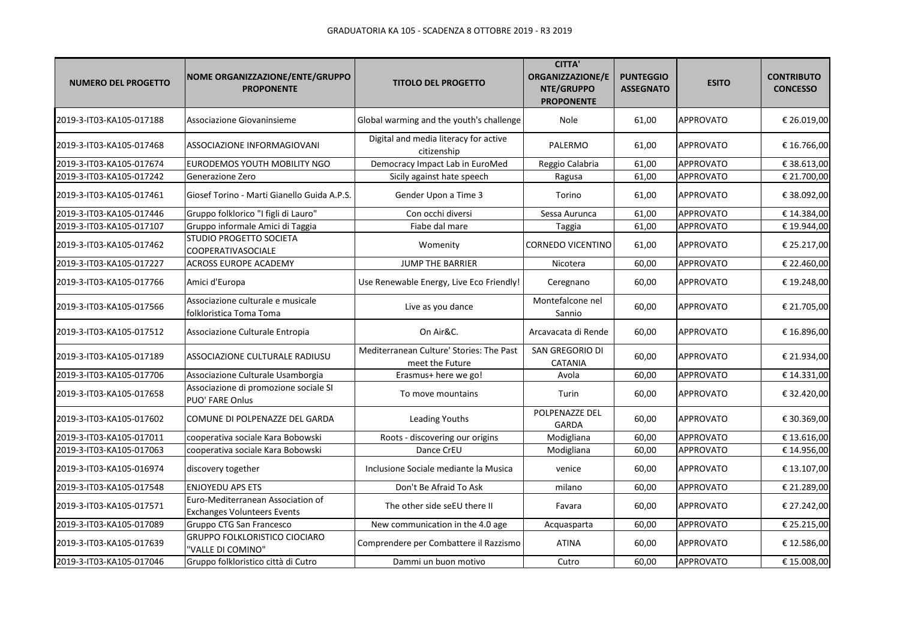GRADUATORIA KA 105 - SCADENZA 8 OTTOBRE 2019 - R3 2019

| NUMERO DEL PROGETTO | NOME ORGANIZZAZIONE/ENTE/GRUPPO PROPONENTE | TITOLO DEL PROGETTO | CITTA' ORGANIZZAZIONE/ENTE/GRUPPO PROPONENTE | PUNTEGGIO ASSEGNATO | ESITO | CONTRIBUTO CONCESSO |
| --- | --- | --- | --- | --- | --- | --- |
| 2019-3-IT03-KA105-017188 | Associazione Giovaninsieme | Global warming and the youth's challenge | Nole | 61,00 | APPROVATO | € 26.019,00 |
| 2019-3-IT03-KA105-017468 | ASSOCIAZIONE INFORMAGIOVANI | Digital and media literacy for active citizenship | PALERMO | 61,00 | APPROVATO | € 16.766,00 |
| 2019-3-IT03-KA105-017674 | EURODEMOS YOUTH MOBILITY NGO | Democracy Impact Lab in EuroMed | Reggio Calabria | 61,00 | APPROVATO | € 38.613,00 |
| 2019-3-IT03-KA105-017242 | Generazione Zero | Sicily against hate speech | Ragusa | 61,00 | APPROVATO | € 21.700,00 |
| 2019-3-IT03-KA105-017461 | Giosef Torino - Marti Gianello Guida A.P.S. | Gender Upon a Time 3 | Torino | 61,00 | APPROVATO | € 38.092,00 |
| 2019-3-IT03-KA105-017446 | Gruppo folklorico "I figli di Lauro" | Con occhi diversi | Sessa Aurunca | 61,00 | APPROVATO | € 14.384,00 |
| 2019-3-IT03-KA105-017107 | Gruppo informale Amici di Taggia | Fiabe dal mare | Taggia | 61,00 | APPROVATO | € 19.944,00 |
| 2019-3-IT03-KA105-017462 | STUDIO PROGETTO SOCIETA COOPERATIVASOCIALE | Womenity | CORNEDO VICENTINO | 61,00 | APPROVATO | € 25.217,00 |
| 2019-3-IT03-KA105-017227 | ACROSS EUROPE ACADEMY | JUMP THE BARRIER | Nicotera | 60,00 | APPROVATO | € 22.460,00 |
| 2019-3-IT03-KA105-017766 | Amici d'Europa | Use Renewable Energy, Live Eco Friendly! | Ceregnano | 60,00 | APPROVATO | € 19.248,00 |
| 2019-3-IT03-KA105-017566 | Associazione culturale e musicale folkloristica Toma Toma | Live as you dance | Montefalcone nel Sannio | 60,00 | APPROVATO | € 21.705,00 |
| 2019-3-IT03-KA105-017512 | Associazione Culturale Entropia | On Air&C. | Arcavacata di Rende | 60,00 | APPROVATO | € 16.896,00 |
| 2019-3-IT03-KA105-017189 | ASSOCIAZIONE CULTURALE RADIUSU | Mediterranean Culture' Stories: The Past meet the Future | SAN GREGORIO DI CATANIA | 60,00 | APPROVATO | € 21.934,00 |
| 2019-3-IT03-KA105-017706 | Associazione Culturale Usamborgia | Erasmus+ here we go! | Avola | 60,00 | APPROVATO | € 14.331,00 |
| 2019-3-IT03-KA105-017658 | Associazione di promozione sociale SI PUO' FARE Onlus | To move mountains | Turin | 60,00 | APPROVATO | € 32.420,00 |
| 2019-3-IT03-KA105-017602 | COMUNE DI POLPENAZZE DEL GARDA | Leading Youths | POLPENAZZE DEL GARDA | 60,00 | APPROVATO | € 30.369,00 |
| 2019-3-IT03-KA105-017011 | cooperativa sociale Kara Bobowski | Roots - discovering our origins | Modigliana | 60,00 | APPROVATO | € 13.616,00 |
| 2019-3-IT03-KA105-017063 | cooperativa sociale Kara Bobowski | Dance CrEU | Modigliana | 60,00 | APPROVATO | € 14.956,00 |
| 2019-3-IT03-KA105-016974 | discovery together | Inclusione Sociale mediante la Musica | venice | 60,00 | APPROVATO | € 13.107,00 |
| 2019-3-IT03-KA105-017548 | ENJOYEDU APS ETS | Don't Be Afraid To Ask | milano | 60,00 | APPROVATO | € 21.289,00 |
| 2019-3-IT03-KA105-017571 | Euro-Mediterranean Association of Exchanges Volunteers Events | The other side seEU there II | Favara | 60,00 | APPROVATO | € 27.242,00 |
| 2019-3-IT03-KA105-017089 | Gruppo CTG San Francesco | New communication in the 4.0 age | Acquasparta | 60,00 | APPROVATO | € 25.215,00 |
| 2019-3-IT03-KA105-017639 | GRUPPO FOLKLORISTICO CIOCIARO "VALLE DI COMINO" | Comprendere per Combattere il Razzismo | ATINA | 60,00 | APPROVATO | € 12.586,00 |
| 2019-3-IT03-KA105-017046 | Gruppo folkloristico città di Cutro | Dammi un buon motivo | Cutro | 60,00 | APPROVATO | € 15.008,00 |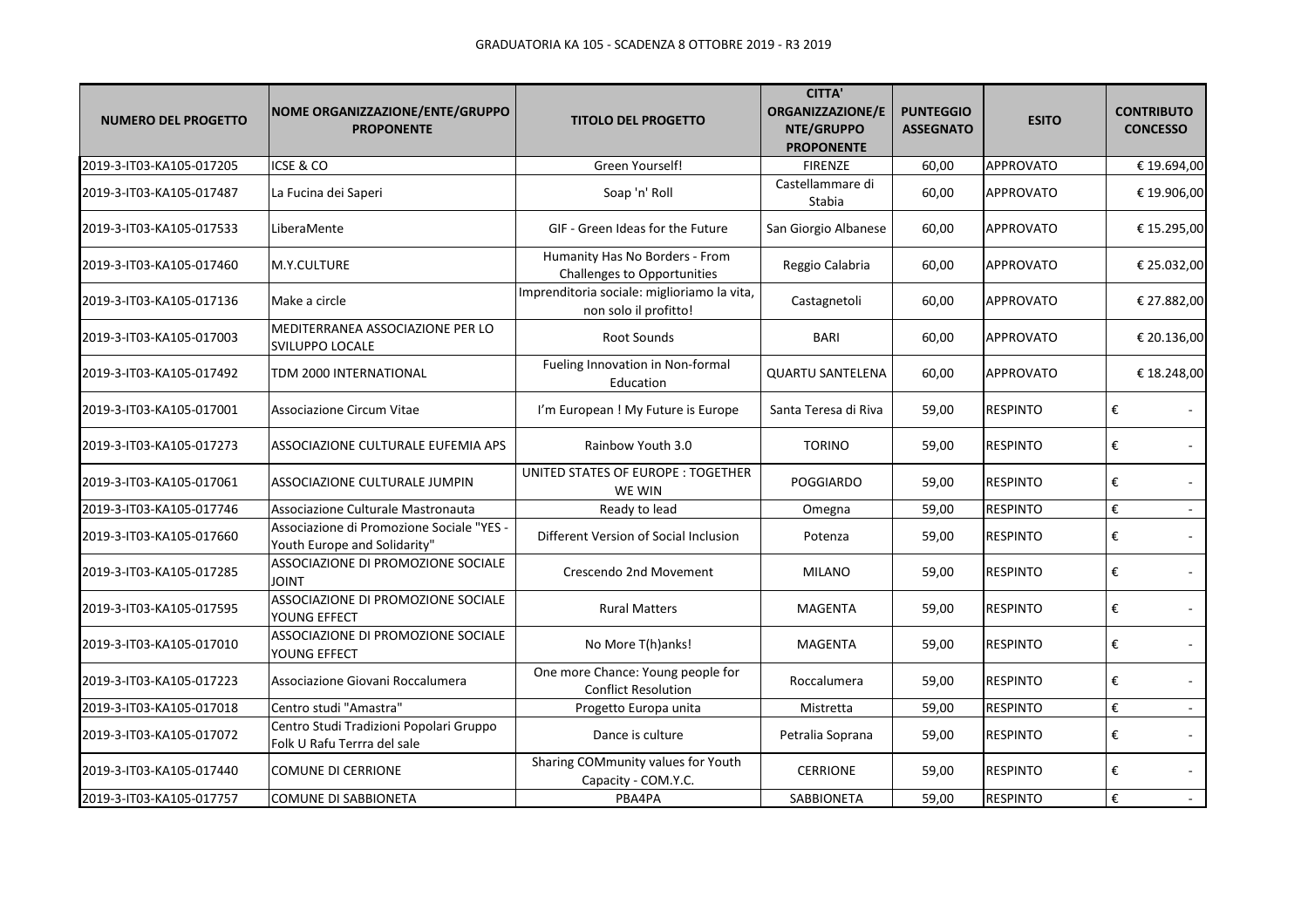GRADUATORIA KA 105 - SCADENZA 8 OTTOBRE 2019 - R3 2019

| NUMERO DEL PROGETTO | NOME ORGANIZZAZIONE/ENTE/GRUPPO PROPONENTE | TITOLO DEL PROGETTO | CITTA' ORGANIZZAZIONE/ENTE/GRUPPO PROPONENTE | PUNTEGGIO ASSEGNATO | ESITO | CONTRIBUTO CONCESSO |
|---|---|---|---|---|---|---|
| 2019-3-IT03-KA105-017205 | ICSE & CO | Green Yourself! | FIRENZE | 60,00 | APPROVATO | € 19.694,00 |
| 2019-3-IT03-KA105-017487 | La Fucina dei Saperi | Soap 'n' Roll | Castellammare di Stabia | 60,00 | APPROVATO | € 19.906,00 |
| 2019-3-IT03-KA105-017533 | LiberaMente | GIF - Green Ideas for the Future | San Giorgio Albanese | 60,00 | APPROVATO | € 15.295,00 |
| 2019-3-IT03-KA105-017460 | M.Y.CULTURE | Humanity Has No Borders - From Challenges to Opportunities | Reggio Calabria | 60,00 | APPROVATO | € 25.032,00 |
| 2019-3-IT03-KA105-017136 | Make a circle | Imprenditoria sociale: miglioriamo la vita, non solo il profitto! | Castagnetoli | 60,00 | APPROVATO | € 27.882,00 |
| 2019-3-IT03-KA105-017003 | MEDITERRANEA ASSOCIAZIONE PER LO SVILUPPO LOCALE | Root Sounds | BARI | 60,00 | APPROVATO | € 20.136,00 |
| 2019-3-IT03-KA105-017492 | TDM 2000 INTERNATIONAL | Fueling Innovation in Non-formal Education | QUARTU SANTELENA | 60,00 | APPROVATO | € 18.248,00 |
| 2019-3-IT03-KA105-017001 | Associazione Circum Vitae | I'm European ! My Future is Europe | Santa Teresa di Riva | 59,00 | RESPINTO | € - |
| 2019-3-IT03-KA105-017273 | ASSOCIAZIONE CULTURALE EUFEMIA APS | Rainbow Youth 3.0 | TORINO | 59,00 | RESPINTO | € - |
| 2019-3-IT03-KA105-017061 | ASSOCIAZIONE CULTURALE JUMPIN | UNITED STATES OF EUROPE : TOGETHER WE WIN | POGGIARDO | 59,00 | RESPINTO | € - |
| 2019-3-IT03-KA105-017746 | Associazione Culturale Mastronauta | Ready to lead | Omegna | 59,00 | RESPINTO | € - |
| 2019-3-IT03-KA105-017660 | Associazione di Promozione Sociale "YES - Youth Europe and Solidarity" | Different Version of Social Inclusion | Potenza | 59,00 | RESPINTO | € - |
| 2019-3-IT03-KA105-017285 | ASSOCIAZIONE DI PROMOZIONE SOCIALE JOINT | Crescendo 2nd Movement | MILANO | 59,00 | RESPINTO | € - |
| 2019-3-IT03-KA105-017595 | ASSOCIAZIONE DI PROMOZIONE SOCIALE YOUNG EFFECT | Rural Matters | MAGENTA | 59,00 | RESPINTO | € - |
| 2019-3-IT03-KA105-017010 | ASSOCIAZIONE DI PROMOZIONE SOCIALE YOUNG EFFECT | No More T(h)anks! | MAGENTA | 59,00 | RESPINTO | € - |
| 2019-3-IT03-KA105-017223 | Associazione Giovani Roccalumera | One more Chance: Young people for Conflict Resolution | Roccalumera | 59,00 | RESPINTO | € - |
| 2019-3-IT03-KA105-017018 | Centro studi "Amastra" | Progetto Europa unita | Mistretta | 59,00 | RESPINTO | € - |
| 2019-3-IT03-KA105-017072 | Centro Studi Tradizioni Popolari Gruppo Folk U Rafu Terrra del sale | Dance is culture | Petralia Soprana | 59,00 | RESPINTO | € - |
| 2019-3-IT03-KA105-017440 | COMUNE DI CERRIONE | Sharing COMmunity values for Youth Capacity - COM.Y.C. | CERRIONE | 59,00 | RESPINTO | € - |
| 2019-3-IT03-KA105-017757 | COMUNE DI SABBIONETA | PBA4PA | SABBIONETA | 59,00 | RESPINTO | € - |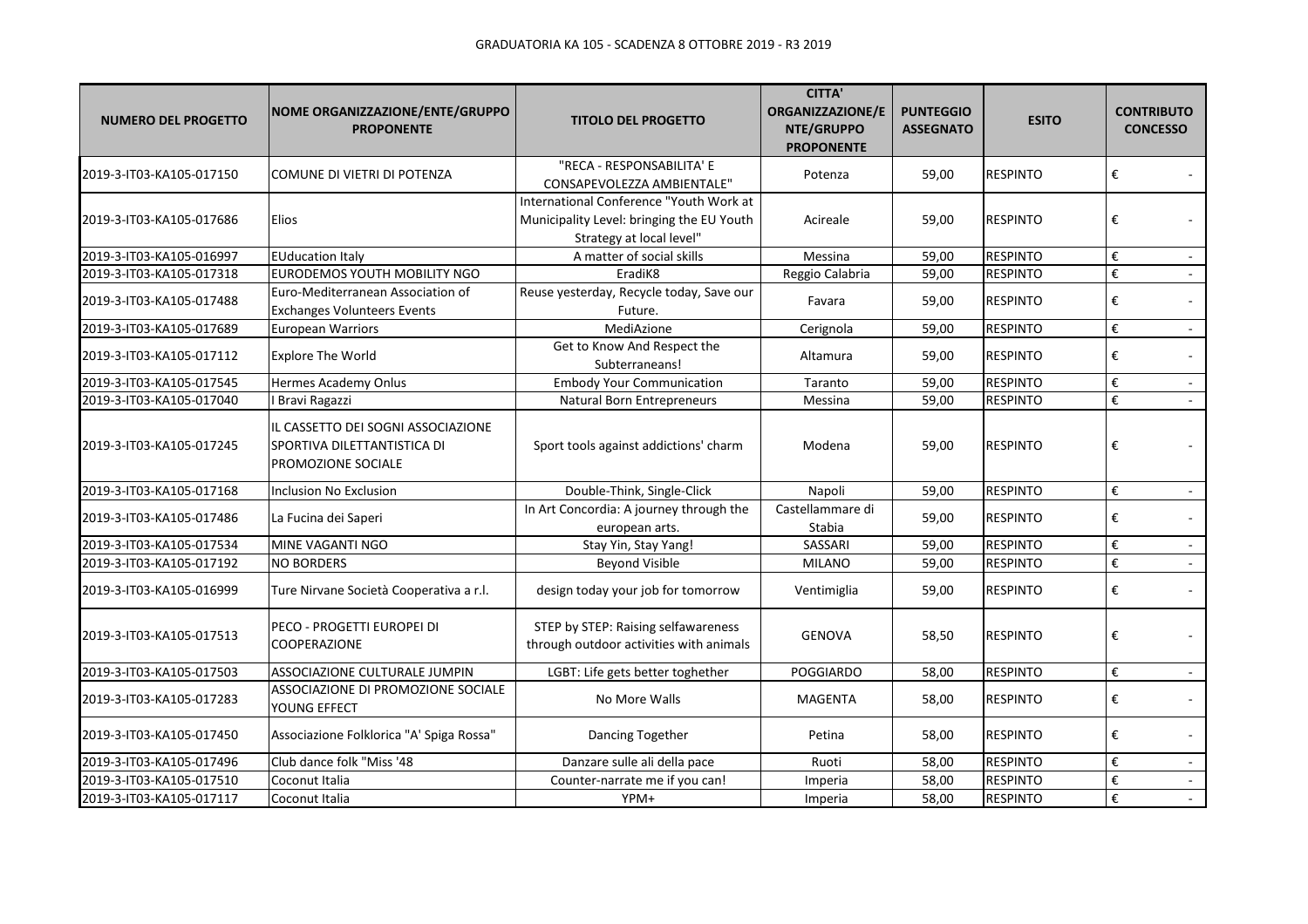GRADUATORIA KA 105 - SCADENZA 8 OTTOBRE 2019 - R3 2019

| NUMERO DEL PROGETTO | NOME ORGANIZZAZIONE/ENTE/GRUPPO PROPONENTE | TITOLO DEL PROGETTO | CITTA' ORGANIZZAZIONE/ENTE/GRUPPO PROPONENTE | PUNTEGGIO ASSEGNATO | ESITO | CONTRIBUTO CONCESSO |
|---|---|---|---|---|---|---|
| 2019-3-IT03-KA105-017150 | COMUNE DI VIETRI DI POTENZA | "RECA - RESPONSABILITA' E CONSAPEVOLEZZA AMBIENTALE" | Potenza | 59,00 | RESPINTO | € - |
| 2019-3-IT03-KA105-017686 | Elios | International Conference "Youth Work at Municipality Level: bringing the EU Youth Strategy at local level" | Acireale | 59,00 | RESPINTO | € - |
| 2019-3-IT03-KA105-016997 | EUducation Italy | A matter of social skills | Messina | 59,00 | RESPINTO | € - |
| 2019-3-IT03-KA105-017318 | EURODEMOS YOUTH MOBILITY NGO | EradiK8 | Reggio Calabria | 59,00 | RESPINTO | € - |
| 2019-3-IT03-KA105-017488 | Euro-Mediterranean Association of Exchanges Volunteers Events | Reuse yesterday, Recycle today, Save our Future. | Favara | 59,00 | RESPINTO | € - |
| 2019-3-IT03-KA105-017689 | European Warriors | MediAzione | Cerignola | 59,00 | RESPINTO | € - |
| 2019-3-IT03-KA105-017112 | Explore The World | Get to Know And Respect the Subterraneans! | Altamura | 59,00 | RESPINTO | € - |
| 2019-3-IT03-KA105-017545 | Hermes Academy Onlus | Embody Your Communication | Taranto | 59,00 | RESPINTO | € - |
| 2019-3-IT03-KA105-017040 | I Bravi Ragazzi | Natural Born Entrepreneurs | Messina | 59,00 | RESPINTO | € - |
| 2019-3-IT03-KA105-017245 | IL CASSETTO DEI SOGNI ASSOCIAZIONE SPORTIVA DILETTANTISTICA DI PROMOZIONE SOCIALE | Sport tools against addictions' charm | Modena | 59,00 | RESPINTO | € - |
| 2019-3-IT03-KA105-017168 | Inclusion No Exclusion | Double-Think, Single-Click | Napoli | 59,00 | RESPINTO | € - |
| 2019-3-IT03-KA105-017486 | La Fucina dei Saperi | In Art Concordia: A journey through the european arts. | Castellammare di Stabia | 59,00 | RESPINTO | € - |
| 2019-3-IT03-KA105-017534 | MINE VAGANTI NGO | Stay Yin, Stay Yang! | SASSARI | 59,00 | RESPINTO | € - |
| 2019-3-IT03-KA105-017192 | NO BORDERS | Beyond Visible | MILANO | 59,00 | RESPINTO | € - |
| 2019-3-IT03-KA105-016999 | Ture Nirvane Società Cooperativa a r.l. | design today your job for tomorrow | Ventimiglia | 59,00 | RESPINTO | € - |
| 2019-3-IT03-KA105-017513 | PECO - PROGETTI EUROPEI DI COOPERAZIONE | STEP by STEP: Raising selfawareness through outdoor activities with animals | GENOVA | 58,50 | RESPINTO | € - |
| 2019-3-IT03-KA105-017503 | ASSOCIAZIONE CULTURALE JUMPIN | LGBT: Life gets better toghether | POGGIARDO | 58,00 | RESPINTO | € - |
| 2019-3-IT03-KA105-017283 | ASSOCIAZIONE DI PROMOZIONE SOCIALE YOUNG EFFECT | No More Walls | MAGENTA | 58,00 | RESPINTO | € - |
| 2019-3-IT03-KA105-017450 | Associazione Folklorica "A' Spiga Rossa" | Dancing Together | Petina | 58,00 | RESPINTO | € - |
| 2019-3-IT03-KA105-017496 | Club dance folk "Miss '48 | Danzare sulle ali della pace | Ruoti | 58,00 | RESPINTO | € - |
| 2019-3-IT03-KA105-017510 | Coconut Italia | Counter-narrate me if you can! | Imperia | 58,00 | RESPINTO | € - |
| 2019-3-IT03-KA105-017117 | Coconut Italia | YPM+ | Imperia | 58,00 | RESPINTO | € - |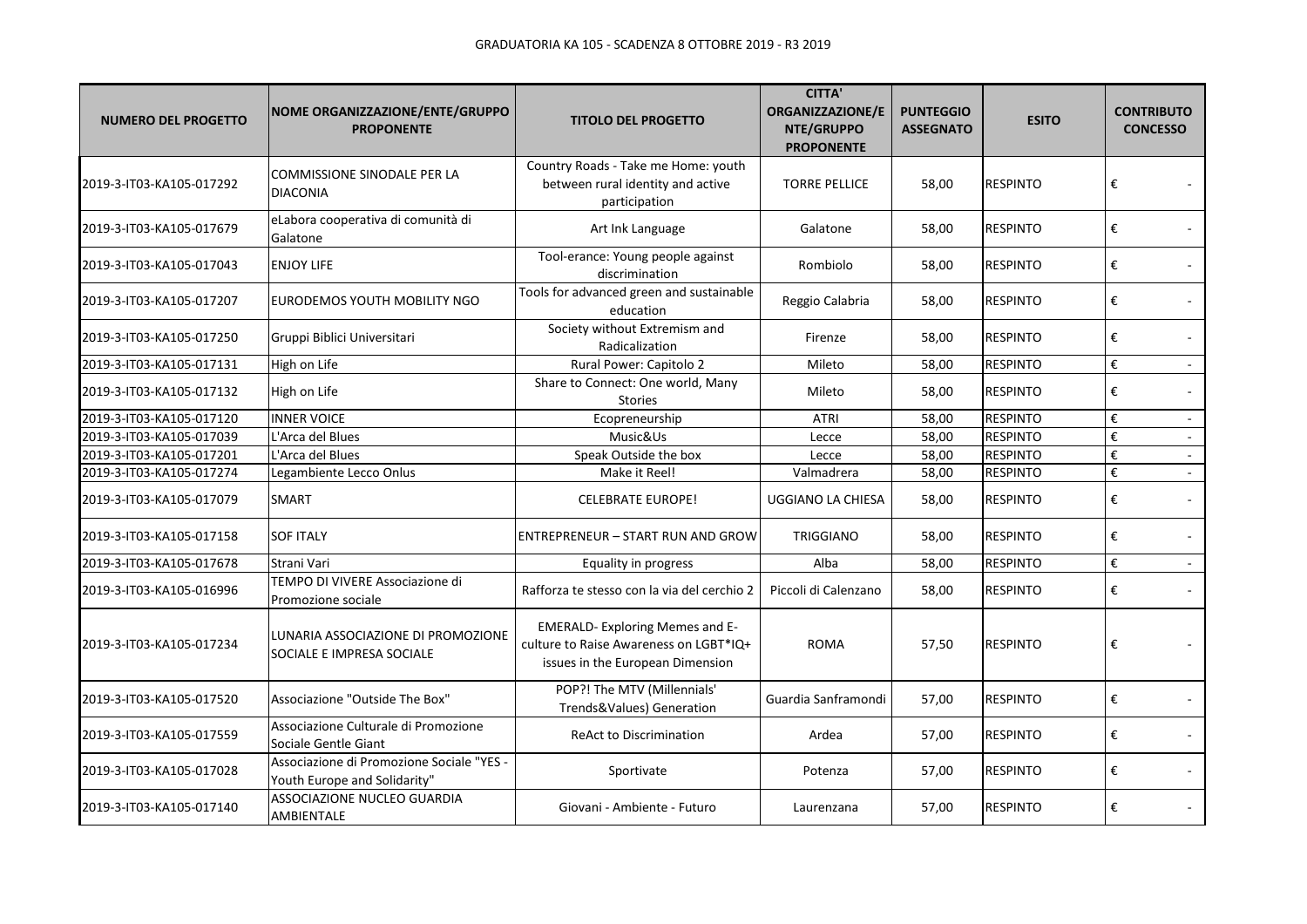GRADUATORIA KA 105 - SCADENZA 8 OTTOBRE 2019 - R3 2019

| NUMERO DEL PROGETTO | NOME ORGANIZZAZIONE/ENTE/GRUPPO PROPONENTE | TITOLO DEL PROGETTO | CITTA' ORGANIZZAZIONE/ENTE/GRUPPO PROPONENTE | PUNTEGGIO ASSEGNATO | ESITO | CONTRIBUTO CONCESSO |
|---|---|---|---|---|---|---|
| 2019-3-IT03-KA105-017292 | COMMISSIONE SINODALE PER LA DIACONIA | Country Roads - Take me Home: youth between rural identity and active participation | TORRE PELLICE | 58,00 | RESPINTO | € - |
| 2019-3-IT03-KA105-017679 | eLabora cooperativa di comunità di Galatone | Art Ink Language | Galatone | 58,00 | RESPINTO | € - |
| 2019-3-IT03-KA105-017043 | ENJOY LIFE | Tool-erance: Young people against discrimination | Rombiolo | 58,00 | RESPINTO | € - |
| 2019-3-IT03-KA105-017207 | EURODEMOS YOUTH MOBILITY NGO | Tools for advanced green and sustainable education | Reggio Calabria | 58,00 | RESPINTO | € - |
| 2019-3-IT03-KA105-017250 | Gruppi Biblici Universitari | Society without Extremism and Radicalization | Firenze | 58,00 | RESPINTO | € - |
| 2019-3-IT03-KA105-017131 | High on Life | Rural Power: Capitolo 2 | Mileto | 58,00 | RESPINTO | € - |
| 2019-3-IT03-KA105-017132 | High on Life | Share to Connect: One world, Many Stories | Mileto | 58,00 | RESPINTO | € - |
| 2019-3-IT03-KA105-017120 | INNER VOICE | Ecopreneurship | ATRI | 58,00 | RESPINTO | € - |
| 2019-3-IT03-KA105-017039 | L'Arca del Blues | Music&Us | Lecce | 58,00 | RESPINTO | € - |
| 2019-3-IT03-KA105-017201 | L'Arca del Blues | Speak Outside the box | Lecce | 58,00 | RESPINTO | € - |
| 2019-3-IT03-KA105-017274 | Legambiente Lecco Onlus | Make it Reel! | Valmadrera | 58,00 | RESPINTO | € - |
| 2019-3-IT03-KA105-017079 | SMART | CELEBRATE EUROPE! | UGGIANO LA CHIESA | 58,00 | RESPINTO | € - |
| 2019-3-IT03-KA105-017158 | SOF ITALY | ENTREPRENEUR – START RUN AND GROW | TRIGGIANO | 58,00 | RESPINTO | € - |
| 2019-3-IT03-KA105-017678 | Strani Vari | Equality in progress | Alba | 58,00 | RESPINTO | € - |
| 2019-3-IT03-KA105-016996 | TEMPO DI VIVERE Associazione di Promozione sociale | Rafforza te stesso con la via del cerchio 2 | Piccoli di Calenzano | 58,00 | RESPINTO | € - |
| 2019-3-IT03-KA105-017234 | LUNARIA ASSOCIAZIONE DI PROMOZIONE SOCIALE E IMPRESA SOCIALE | EMERALD- Exploring Memes and E-culture to Raise Awareness on LGBT*IQ+ issues in the European Dimension | ROMA | 57,50 | RESPINTO | € - |
| 2019-3-IT03-KA105-017520 | Associazione "Outside The Box" | POP?! The MTV (Millennials' Trends&Values) Generation | Guardia Sanframondi | 57,00 | RESPINTO | € - |
| 2019-3-IT03-KA105-017559 | Associazione Culturale di Promozione Sociale Gentle Giant | ReAct to Discrimination | Ardea | 57,00 | RESPINTO | € - |
| 2019-3-IT03-KA105-017028 | Associazione di Promozione Sociale "YES - Youth Europe and Solidarity" | Sportivate | Potenza | 57,00 | RESPINTO | € - |
| 2019-3-IT03-KA105-017140 | ASSOCIAZIONE NUCLEO GUARDIA AMBIENTALE | Giovani - Ambiente - Futuro | Laurenzana | 57,00 | RESPINTO | € - |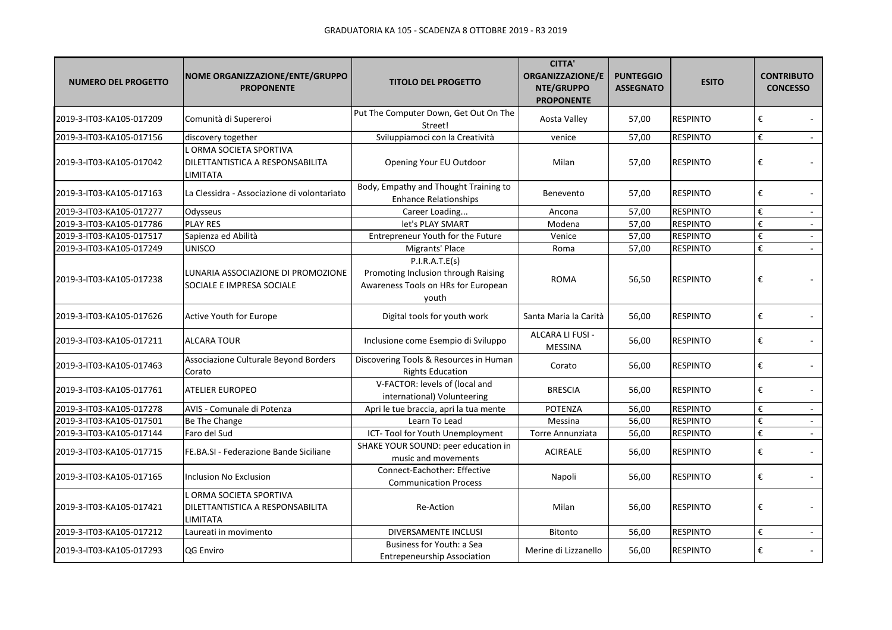GRADUATORIA KA 105 - SCADENZA 8 OTTOBRE 2019 - R3 2019

| NUMERO DEL PROGETTO | NOME ORGANIZZAZIONE/ENTE/GRUPPO PROPONENTE | TITOLO DEL PROGETTO | CITTA' ORGANIZZAZIONE/ENTE/GRUPPO PROPONENTE | PUNTEGGIO ASSEGNATO | ESITO | CONTRIBUTO CONCESSO |
|---|---|---|---|---|---|---|
| 2019-3-IT03-KA105-017209 | Comunità di Supereroi | Put The Computer Down, Get Out On The Street! | Aosta Valley | 57,00 | RESPINTO | € - |
| 2019-3-IT03-KA105-017156 | discovery together | Sviluppiamoci con la Creatività | venice | 57,00 | RESPINTO | € - |
| 2019-3-IT03-KA105-017042 | L ORMA SOCIETA SPORTIVA DILETTANTISTICA A RESPONSABILITA LIMITATA | Opening Your EU Outdoor | Milan | 57,00 | RESPINTO | € - |
| 2019-3-IT03-KA105-017163 | La Clessidra - Associazione di volontariato | Body, Empathy and Thought Training to Enhance Relationships | Benevento | 57,00 | RESPINTO | € - |
| 2019-3-IT03-KA105-017277 | Odysseus | Career Loading... | Ancona | 57,00 | RESPINTO | € - |
| 2019-3-IT03-KA105-017786 | PLAY RES | let's PLAY SMART | Modena | 57,00 | RESPINTO | € - |
| 2019-3-IT03-KA105-017517 | Sapienza ed Abilità | Entrepreneur Youth for the Future | Venice | 57,00 | RESPINTO | € - |
| 2019-3-IT03-KA105-017249 | UNISCO | Migrants' Place | Roma | 57,00 | RESPINTO | € - |
| 2019-3-IT03-KA105-017238 | LUNARIA ASSOCIAZIONE DI PROMOZIONE SOCIALE E IMPRESA SOCIALE | P.I.R.A.T.E(s) Promoting Inclusion through Raising Awareness Tools on HRs for European youth | ROMA | 56,50 | RESPINTO | € - |
| 2019-3-IT03-KA105-017626 | Active Youth for Europe | Digital tools for youth work | Santa Maria la Carità | 56,00 | RESPINTO | € - |
| 2019-3-IT03-KA105-017211 | ALCARA TOUR | Inclusione come Esempio di Sviluppo | ALCARA LI FUSI - MESSINA | 56,00 | RESPINTO | € - |
| 2019-3-IT03-KA105-017463 | Associazione Culturale Beyond Borders Corato | Discovering Tools & Resources in Human Rights Education | Corato | 56,00 | RESPINTO | € - |
| 2019-3-IT03-KA105-017761 | ATELIER EUROPEO | V-FACTOR: levels of (local and international) Volunteering | BRESCIA | 56,00 | RESPINTO | € - |
| 2019-3-IT03-KA105-017278 | AVIS - Comunale di Potenza | Apri le tue braccia, apri la tua mente | POTENZA | 56,00 | RESPINTO | € - |
| 2019-3-IT03-KA105-017501 | Be The Change | Learn To Lead | Messina | 56,00 | RESPINTO | € - |
| 2019-3-IT03-KA105-017144 | Faro del Sud | ICT- Tool for Youth Unemployment | Torre Annunziata | 56,00 | RESPINTO | € - |
| 2019-3-IT03-KA105-017715 | FE.BA.SI - Federazione Bande Siciliane | SHAKE YOUR SOUND: peer education in music and movements | ACIREALE | 56,00 | RESPINTO | € - |
| 2019-3-IT03-KA105-017165 | Inclusion No Exclusion | Connect-Eachother: Effective Communication Process | Napoli | 56,00 | RESPINTO | € - |
| 2019-3-IT03-KA105-017421 | L ORMA SOCIETA SPORTIVA DILETTANTISTICA A RESPONSABILITA LIMITATA | Re-Action | Milan | 56,00 | RESPINTO | € - |
| 2019-3-IT03-KA105-017212 | Laureati in movimento | DIVERSAMENTE INCLUSI | Bitonto | 56,00 | RESPINTO | € - |
| 2019-3-IT03-KA105-017293 | QG Enviro | Business for Youth: a Sea Entrepeneurship Association | Merine di Lizzanello | 56,00 | RESPINTO | € - |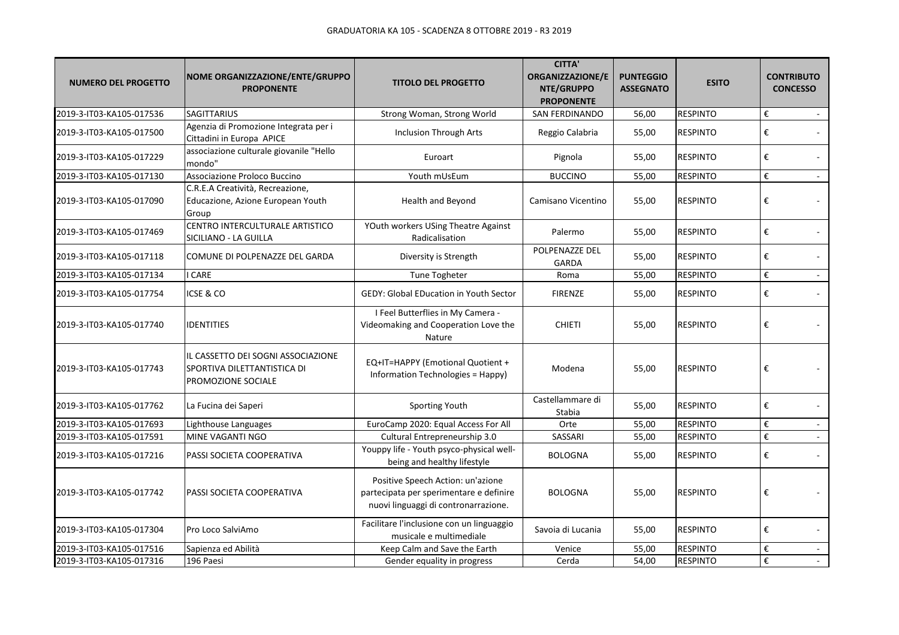GRADUATORIA KA 105 - SCADENZA 8 OTTOBRE 2019 - R3 2019

| NUMERO DEL PROGETTO | NOME ORGANIZZAZIONE/ENTE/GRUPPO PROPONENTE | TITOLO DEL PROGETTO | CITTA' ORGANIZZAZIONE/ENTE/GRUPPO PROPONENTE | PUNTEGGIO ASSEGNATO | ESITO | CONTRIBUTO CONCESSO |
|---|---|---|---|---|---|---|
| 2019-3-IT03-KA105-017536 | SAGITTARIUS | Strong Woman, Strong World | SAN FERDINANDO | 56,00 | RESPINTO | € - |
| 2019-3-IT03-KA105-017500 | Agenzia di Promozione Integrata per i Cittadini in Europa APICE | Inclusion Through Arts | Reggio Calabria | 55,00 | RESPINTO | € - |
| 2019-3-IT03-KA105-017229 | associazione culturale giovanile "Hello mondo" | Euroart | Pignola | 55,00 | RESPINTO | € - |
| 2019-3-IT03-KA105-017130 | Associazione Proloco Buccino | Youth mUsEum | BUCCINO | 55,00 | RESPINTO | € - |
| 2019-3-IT03-KA105-017090 | C.R.E.A Creatività, Recreazione, Educazione, Azione European Youth Group | Health and Beyond | Camisano Vicentino | 55,00 | RESPINTO | € - |
| 2019-3-IT03-KA105-017469 | CENTRO INTERCULTURALE ARTISTICO SICILIANO - LA GUILLA | YOuth workers USing Theatre Against Radicalisation | Palermo | 55,00 | RESPINTO | € - |
| 2019-3-IT03-KA105-017118 | COMUNE DI POLPENAZZE DEL GARDA | Diversity is Strength | POLPENAZZE DEL GARDA | 55,00 | RESPINTO | € - |
| 2019-3-IT03-KA105-017134 | I CARE | Tune Togheter | Roma | 55,00 | RESPINTO | € - |
| 2019-3-IT03-KA105-017754 | ICSE & CO | GEDY: Global EDucation in Youth Sector | FIRENZE | 55,00 | RESPINTO | € - |
| 2019-3-IT03-KA105-017740 | IDENTITIES | I Feel Butterflies in My Camera - Videomaking and Cooperation Love the Nature | CHIETI | 55,00 | RESPINTO | € - |
| 2019-3-IT03-KA105-017743 | IL CASSETTO DEI SOGNI ASSOCIAZIONE SPORTIVA DILETTANTISTICA DI PROMOZIONE SOCIALE | EQ+IT=HAPPY (Emotional Quotient + Information Technologies = Happy) | Modena | 55,00 | RESPINTO | € - |
| 2019-3-IT03-KA105-017762 | La Fucina dei Saperi | Sporting Youth | Castellammare di Stabia | 55,00 | RESPINTO | € - |
| 2019-3-IT03-KA105-017693 | Lighthouse Languages | EuroCamp 2020: Equal Access For All | Orte | 55,00 | RESPINTO | € - |
| 2019-3-IT03-KA105-017591 | MINE VAGANTI NGO | Cultural Entrepreneurship 3.0 | SASSARI | 55,00 | RESPINTO | € - |
| 2019-3-IT03-KA105-017216 | PASSI SOCIETA COOPERATIVA | Youppy life - Youth psyco-physical well-being and healthy lifestyle | BOLOGNA | 55,00 | RESPINTO | € - |
| 2019-3-IT03-KA105-017742 | PASSI SOCIETA COOPERATIVA | Positive Speech Action: un'azione partecipata per sperimentare e definire nuovi linguaggi di contronarrazione. | BOLOGNA | 55,00 | RESPINTO | € - |
| 2019-3-IT03-KA105-017304 | Pro Loco SalviAmo | Facilitare l'inclusione con un linguaggio musicale e multimediale | Savoia di Lucania | 55,00 | RESPINTO | € - |
| 2019-3-IT03-KA105-017516 | Sapienza ed Abilità | Keep Calm and Save the Earth | Venice | 55,00 | RESPINTO | € - |
| 2019-3-IT03-KA105-017316 | 196 Paesi | Gender equality in progress | Cerda | 54,00 | RESPINTO | € - |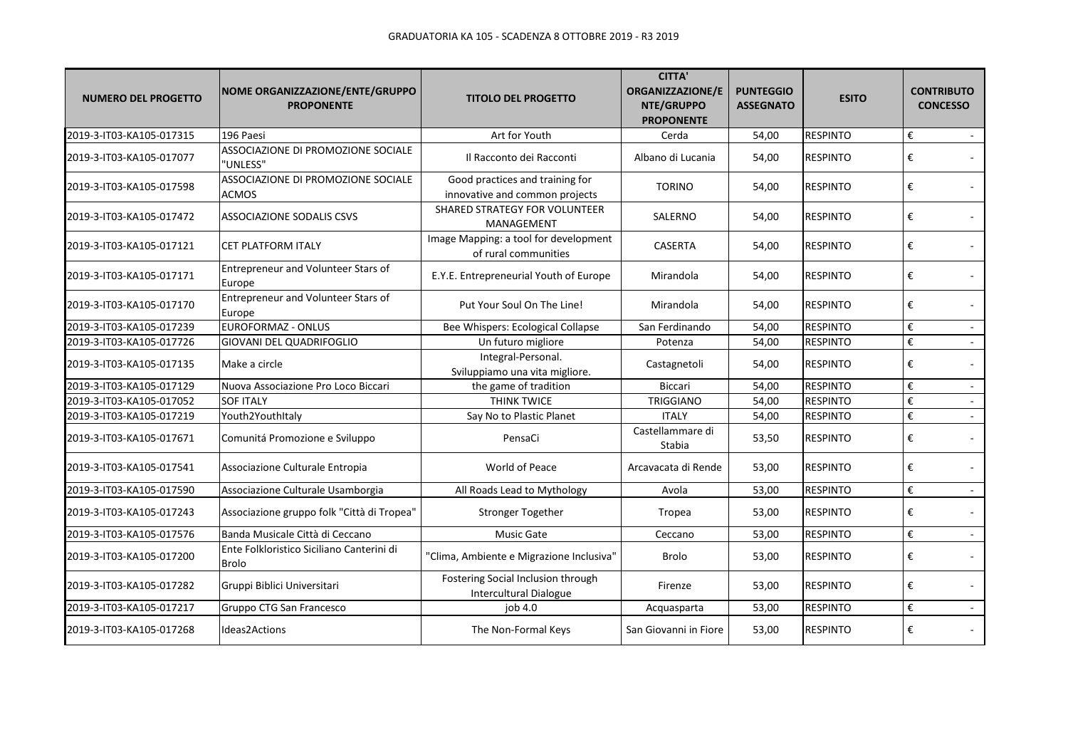GRADUATORIA KA 105 - SCADENZA 8 OTTOBRE 2019 - R3 2019

| NUMERO DEL PROGETTO | NOME ORGANIZZAZIONE/ENTE/GRUPPO PROPONENTE | TITOLO DEL PROGETTO | CITTA' ORGANIZZAZIONE/ENTE/GRUPPO PROPONENTE | PUNTEGGIO ASSEGNATO | ESITO | CONTRIBUTO CONCESSO |
|---|---|---|---|---|---|---|
| 2019-3-IT03-KA105-017315 | 196 Paesi | Art for Youth | Cerda | 54,00 | RESPINTO | € - |
| 2019-3-IT03-KA105-017077 | ASSOCIAZIONE DI PROMOZIONE SOCIALE "UNLESS" | Il Racconto dei Racconti | Albano di Lucania | 54,00 | RESPINTO | € - |
| 2019-3-IT03-KA105-017598 | ASSOCIAZIONE DI PROMOZIONE SOCIALE ACMOS | Good practices and training for innovative and common projects | TORINO | 54,00 | RESPINTO | € - |
| 2019-3-IT03-KA105-017472 | ASSOCIAZIONE SODALIS CSVS | SHARED STRATEGY FOR VOLUNTEER MANAGEMENT | SALERNO | 54,00 | RESPINTO | € - |
| 2019-3-IT03-KA105-017121 | CET PLATFORM ITALY | Image Mapping: a tool for development of rural communities | CASERTA | 54,00 | RESPINTO | € - |
| 2019-3-IT03-KA105-017171 | Entrepreneur and Volunteer Stars of Europe | E.Y.E. Entrepreneurial Youth of Europe | Mirandola | 54,00 | RESPINTO | € - |
| 2019-3-IT03-KA105-017170 | Entrepreneur and Volunteer Stars of Europe | Put Your Soul On The Line! | Mirandola | 54,00 | RESPINTO | € - |
| 2019-3-IT03-KA105-017239 | EUROFORMAZ - ONLUS | Bee Whispers: Ecological Collapse | San Ferdinando | 54,00 | RESPINTO | € - |
| 2019-3-IT03-KA105-017726 | GIOVANI DEL QUADRIFOGLIO | Un futuro migliore | Potenza | 54,00 | RESPINTO | € - |
| 2019-3-IT03-KA105-017135 | Make a circle | Integral-Personal. Sviluppiamo una vita migliore. | Castagnetoli | 54,00 | RESPINTO | € - |
| 2019-3-IT03-KA105-017129 | Nuova Associazione Pro Loco Biccari | the game of tradition | Biccari | 54,00 | RESPINTO | € - |
| 2019-3-IT03-KA105-017052 | SOF ITALY | THINK TWICE | TRIGGIANO | 54,00 | RESPINTO | € - |
| 2019-3-IT03-KA105-017219 | Youth2YouthItaly | Say No to Plastic Planet | ITALY | 54,00 | RESPINTO | € - |
| 2019-3-IT03-KA105-017671 | Comunitá Promozione e Sviluppo | PensaCi | Castellammare di Stabia | 53,50 | RESPINTO | € - |
| 2019-3-IT03-KA105-017541 | Associazione Culturale Entropia | World of Peace | Arcavacata di Rende | 53,00 | RESPINTO | € - |
| 2019-3-IT03-KA105-017590 | Associazione Culturale Usamborgia | All Roads Lead to Mythology | Avola | 53,00 | RESPINTO | € - |
| 2019-3-IT03-KA105-017243 | Associazione gruppo folk "Città di Tropea" | Stronger Together | Tropea | 53,00 | RESPINTO | € - |
| 2019-3-IT03-KA105-017576 | Banda Musicale Città di Ceccano | Music Gate | Ceccano | 53,00 | RESPINTO | € - |
| 2019-3-IT03-KA105-017200 | Ente Folkloristico Siciliano Canterini di Brolo | "Clima, Ambiente e Migrazione Inclusiva" | Brolo | 53,00 | RESPINTO | € - |
| 2019-3-IT03-KA105-017282 | Gruppi Biblici Universitari | Fostering Social Inclusion through Intercultural Dialogue | Firenze | 53,00 | RESPINTO | € - |
| 2019-3-IT03-KA105-017217 | Gruppo CTG San Francesco | job 4.0 | Acquasparta | 53,00 | RESPINTO | € - |
| 2019-3-IT03-KA105-017268 | Ideas2Actions | The Non-Formal Keys | San Giovanni in Fiore | 53,00 | RESPINTO | € - |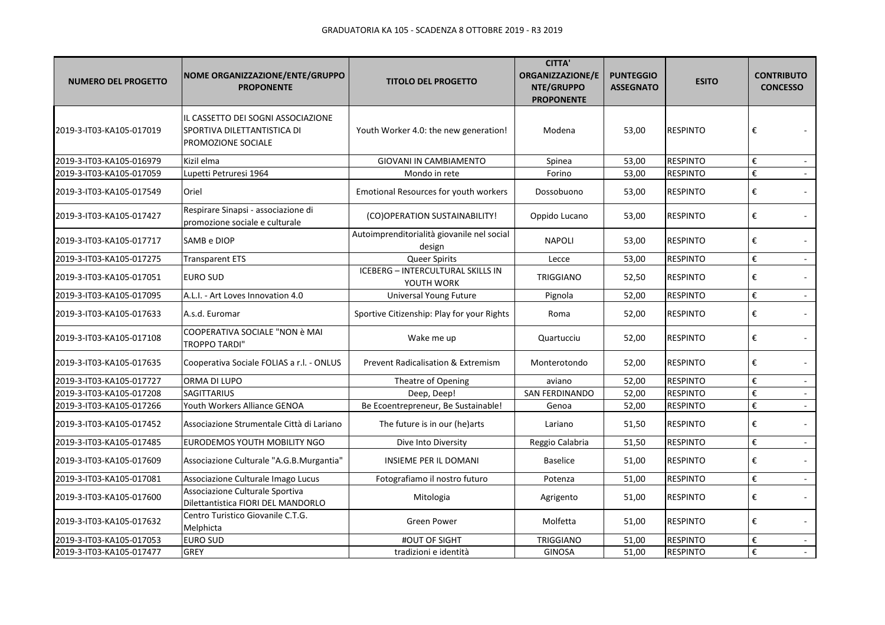GRADUATORIA KA 105 - SCADENZA 8 OTTOBRE 2019 - R3 2019

| NUMERO DEL PROGETTO | NOME ORGANIZZAZIONE/ENTE/GRUPPO PROPONENTE | TITOLO DEL PROGETTO | CITTA' ORGANIZZAZIONE/ENTE/GRUPPO PROPONENTE | PUNTEGGIO ASSEGNATO | ESITO | CONTRIBUTO CONCESSO |
|---|---|---|---|---|---|---|
| 2019-3-IT03-KA105-017019 | IL CASSETTO DEI SOGNI ASSOCIAZIONE SPORTIVA DILETTANTISTICA DI PROMOZIONE SOCIALE | Youth Worker 4.0: the new generation! | Modena | 53,00 | RESPINTO | € - |
| 2019-3-IT03-KA105-016979 | Kizil elma | GIOVANI IN CAMBIAMENTO | Spinea | 53,00 | RESPINTO | € - |
| 2019-3-IT03-KA105-017059 | Lupetti Petruresi 1964 | Mondo in rete | Forino | 53,00 | RESPINTO | € - |
| 2019-3-IT03-KA105-017549 | Oriel | Emotional Resources for youth workers | Dossobuono | 53,00 | RESPINTO | € - |
| 2019-3-IT03-KA105-017427 | Respirare Sinapsi - associazione di promozione sociale e culturale | (CO)OPERATION SUSTAINABILITY! | Oppido Lucano | 53,00 | RESPINTO | € - |
| 2019-3-IT03-KA105-017717 | SAMB e DIOP | Autoimprenditorialità giovanile nel social design | NAPOLI | 53,00 | RESPINTO | € - |
| 2019-3-IT03-KA105-017275 | Transparent ETS | Queer Spirits | Lecce | 53,00 | RESPINTO | € - |
| 2019-3-IT03-KA105-017051 | EURO SUD | ICEBERG – INTERCULTURAL SKILLS IN YOUTH WORK | TRIGGIANO | 52,50 | RESPINTO | € - |
| 2019-3-IT03-KA105-017095 | A.L.I. - Art Loves Innovation 4.0 | Universal Young Future | Pignola | 52,00 | RESPINTO | € - |
| 2019-3-IT03-KA105-017633 | A.s.d. Euromar | Sportive Citizenship: Play for your Rights | Roma | 52,00 | RESPINTO | € - |
| 2019-3-IT03-KA105-017108 | COOPERATIVA SOCIALE "NON è MAI TROPPO TARDI" | Wake me up | Quartucciu | 52,00 | RESPINTO | € - |
| 2019-3-IT03-KA105-017635 | Cooperativa Sociale FOLIAS a r.l. - ONLUS | Prevent Radicalisation & Extremism | Monterotondo | 52,00 | RESPINTO | € - |
| 2019-3-IT03-KA105-017727 | ORMA DI LUPO | Theatre of Opening | aviano | 52,00 | RESPINTO | € - |
| 2019-3-IT03-KA105-017208 | SAGITTARIUS | Deep, Deep! | SAN FERDINANDO | 52,00 | RESPINTO | € - |
| 2019-3-IT03-KA105-017266 | Youth Workers Alliance GENOA | Be Ecoentrepreneur, Be Sustainable! | Genoa | 52,00 | RESPINTO | € - |
| 2019-3-IT03-KA105-017452 | Associazione Strumentale Città di Lariano | The future is in our (he)arts | Lariano | 51,50 | RESPINTO | € - |
| 2019-3-IT03-KA105-017485 | EURODEMOS YOUTH MOBILITY NGO | Dive Into Diversity | Reggio Calabria | 51,50 | RESPINTO | € - |
| 2019-3-IT03-KA105-017609 | Associazione Culturale "A.G.B.Murgantia" | INSIEME PER IL DOMANI | Baselice | 51,00 | RESPINTO | € - |
| 2019-3-IT03-KA105-017081 | Associazione Culturale Imago Lucus | Fotografiamo il nostro futuro | Potenza | 51,00 | RESPINTO | € - |
| 2019-3-IT03-KA105-017600 | Associazione Culturale Sportiva Dilettantistica FIORI DEL MANDORLO | Mitologia | Agrigento | 51,00 | RESPINTO | € - |
| 2019-3-IT03-KA105-017632 | Centro Turistico Giovanile C.T.G. Melphicta | Green Power | Molfetta | 51,00 | RESPINTO | € - |
| 2019-3-IT03-KA105-017053 | EURO SUD | #OUT OF SIGHT | TRIGGIANO | 51,00 | RESPINTO | € - |
| 2019-3-IT03-KA105-017477 | GREY | tradizioni e identità | GINOSA | 51,00 | RESPINTO | € - |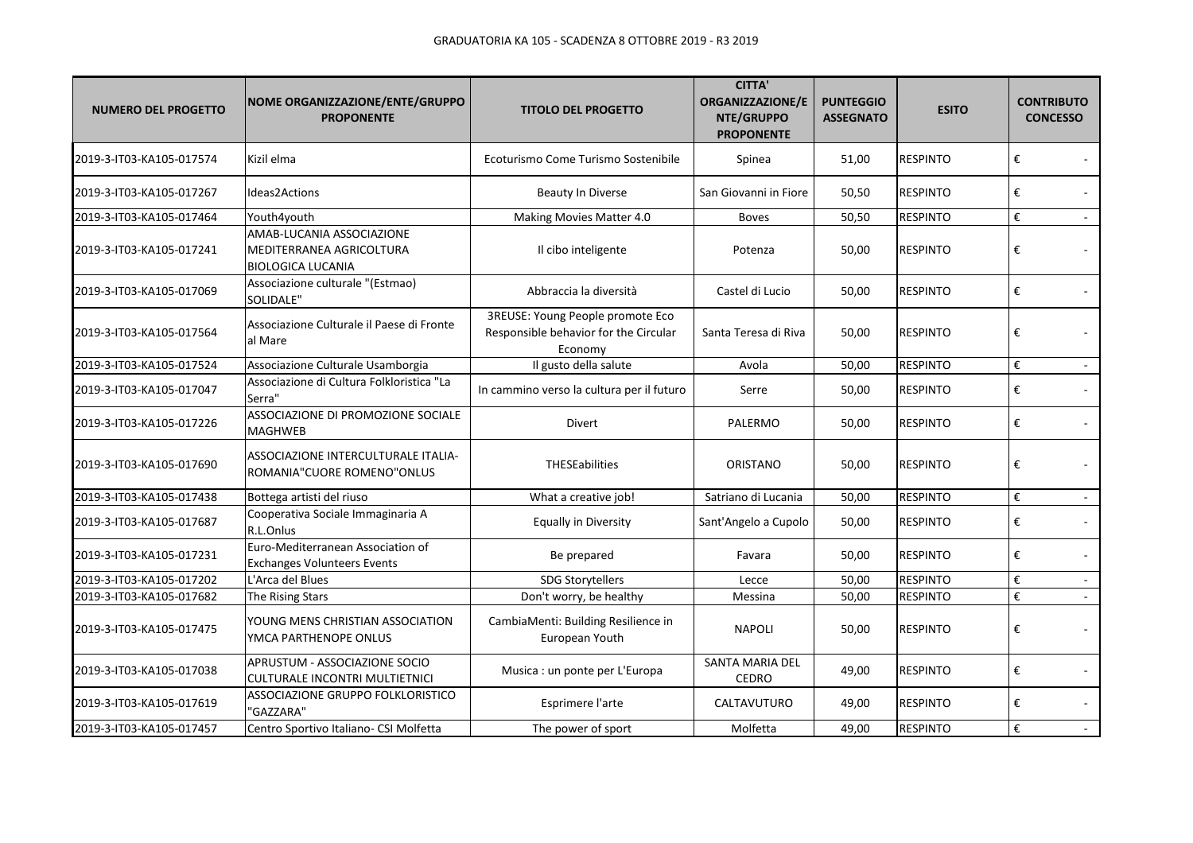GRADUATORIA KA 105 - SCADENZA 8 OTTOBRE 2019 - R3 2019

| NUMERO DEL PROGETTO | NOME ORGANIZZAZIONE/ENTE/GRUPPO PROPONENTE | TITOLO DEL PROGETTO | CITTA' ORGANIZZAZIONE/ENTE/GRUPPO PROPONENTE | PUNTEGGIO ASSEGNATO | ESITO | CONTRIBUTO CONCESSO |
|---|---|---|---|---|---|---|
| 2019-3-IT03-KA105-017574 | Kizil elma | Ecoturismo Come Turismo Sostenibile | Spinea | 51,00 | RESPINTO | € - |
| 2019-3-IT03-KA105-017267 | Ideas2Actions | Beauty In Diverse | San Giovanni in Fiore | 50,50 | RESPINTO | € - |
| 2019-3-IT03-KA105-017464 | Youth4youth | Making Movies Matter 4.0 | Boves | 50,50 | RESPINTO | € - |
| 2019-3-IT03-KA105-017241 | AMAB-LUCANIA ASSOCIAZIONE MEDITERRANEA AGRICOLTURA BIOLOGICA LUCANIA | Il cibo inteligente | Potenza | 50,00 | RESPINTO | € - |
| 2019-3-IT03-KA105-017069 | Associazione culturale "(Estmao) SOLIDALE" | Abbraccia la diversità | Castel di Lucio | 50,00 | RESPINTO | € - |
| 2019-3-IT03-KA105-017564 | Associazione Culturale il Paese di Fronte al Mare | 3REUSE: Young People promote Eco Responsible behavior for the Circular Economy | Santa Teresa di Riva | 50,00 | RESPINTO | € - |
| 2019-3-IT03-KA105-017524 | Associazione Culturale Usamborgia | Il gusto della salute | Avola | 50,00 | RESPINTO | € - |
| 2019-3-IT03-KA105-017047 | Associazione di Cultura Folkloristica "La Serra" | In cammino verso la cultura per il futuro | Serre | 50,00 | RESPINTO | € - |
| 2019-3-IT03-KA105-017226 | ASSOCIAZIONE DI PROMOZIONE SOCIALE MAGHWEB | Divert | PALERMO | 50,00 | RESPINTO | € - |
| 2019-3-IT03-KA105-017690 | ASSOCIAZIONE INTERCULTURALE ITALIA-ROMANIA"CUORE ROMENO"ONLUS | THESEabilities | ORISTANO | 50,00 | RESPINTO | € - |
| 2019-3-IT03-KA105-017438 | Bottega artisti del riuso | What a creative job! | Satriano di Lucania | 50,00 | RESPINTO | € - |
| 2019-3-IT03-KA105-017687 | Cooperativa Sociale Immaginaria A R.L.Onlus | Equally in Diversity | Sant'Angelo a Cupolo | 50,00 | RESPINTO | € - |
| 2019-3-IT03-KA105-017231 | Euro-Mediterranean Association of Exchanges Volunteers Events | Be prepared | Favara | 50,00 | RESPINTO | € - |
| 2019-3-IT03-KA105-017202 | L'Arca del Blues | SDG Storytellers | Lecce | 50,00 | RESPINTO | € - |
| 2019-3-IT03-KA105-017682 | The Rising Stars | Don't worry, be healthy | Messina | 50,00 | RESPINTO | € - |
| 2019-3-IT03-KA105-017475 | YOUNG MENS CHRISTIAN ASSOCIATION YMCA PARTHENOPE ONLUS | CambiaMenti: Building Resilience in European Youth | NAPOLI | 50,00 | RESPINTO | € - |
| 2019-3-IT03-KA105-017038 | APRUSTUM - ASSOCIAZIONE SOCIO CULTURALE INCONTRI MULTIETNICI | Musica : un ponte per L'Europa | SANTA MARIA DEL CEDRO | 49,00 | RESPINTO | € - |
| 2019-3-IT03-KA105-017619 | ASSOCIAZIONE GRUPPO FOLKLORISTICO "GAZZARA" | Esprimere l'arte | CALTAVUTURO | 49,00 | RESPINTO | € - |
| 2019-3-IT03-KA105-017457 | Centro Sportivo Italiano- CSI Molfetta | The power of sport | Molfetta | 49,00 | RESPINTO | € - |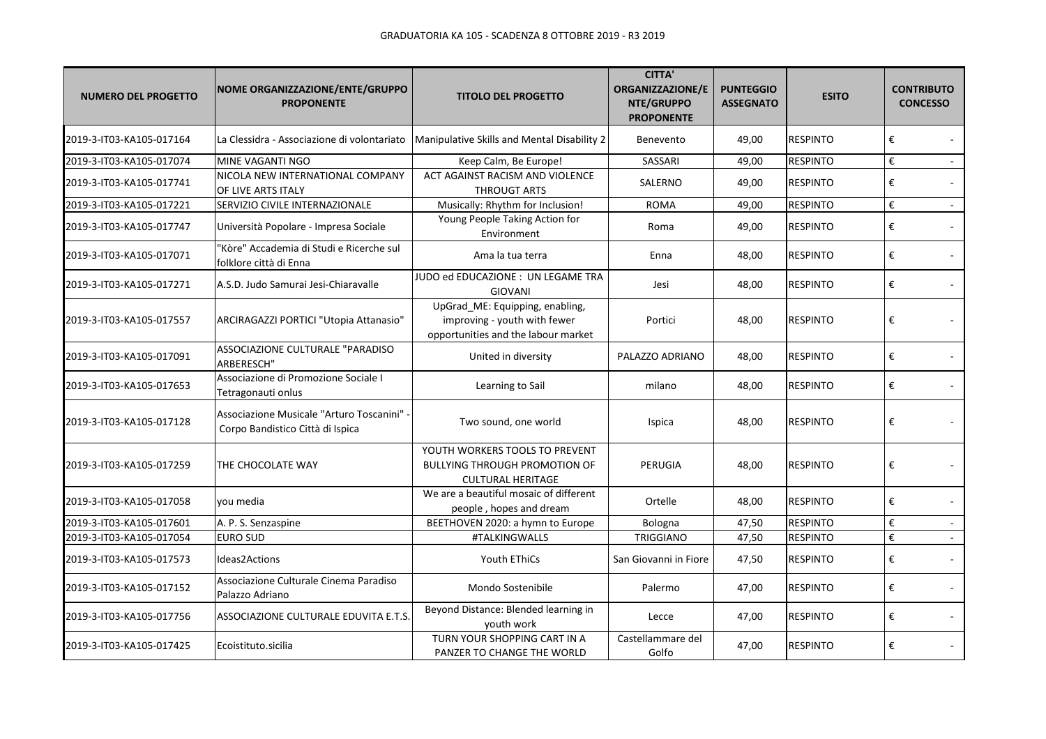GRADUATORIA KA 105 - SCADENZA 8 OTTOBRE 2019 - R3 2019

| NUMERO DEL PROGETTO | NOME ORGANIZZAZIONE/ENTE/GRUPPO PROPONENTE | TITOLO DEL PROGETTO | CITTA' ORGANIZZAZIONE/ENTE/GRUPPO PROPONENTE | PUNTEGGIO ASSEGNATO | ESITO | CONTRIBUTO CONCESSO |
|---|---|---|---|---|---|---|
| 2019-3-IT03-KA105-017164 | La Clessidra - Associazione di volontariato | Manipulative Skills and Mental Disability 2 | Benevento | 49,00 | RESPINTO | € - |
| 2019-3-IT03-KA105-017074 | MINE VAGANTI NGO | Keep Calm, Be Europe! | SASSARI | 49,00 | RESPINTO | € - |
| 2019-3-IT03-KA105-017741 | NICOLA NEW INTERNATIONAL COMPANY OF LIVE ARTS ITALY | ACT AGAINST RACISM AND VIOLENCE THROUGT ARTS | SALERNO | 49,00 | RESPINTO | € - |
| 2019-3-IT03-KA105-017221 | SERVIZIO CIVILE INTERNAZIONALE | Musically: Rhythm for Inclusion! | ROMA | 49,00 | RESPINTO | € - |
| 2019-3-IT03-KA105-017747 | Università Popolare - Impresa Sociale | Young People Taking Action for Environment | Roma | 49,00 | RESPINTO | € - |
| 2019-3-IT03-KA105-017071 | "Kòre" Accademia di Studi e Ricerche sul folklore città di Enna | Ama la tua terra | Enna | 48,00 | RESPINTO | € - |
| 2019-3-IT03-KA105-017271 | A.S.D. Judo Samurai Jesi-Chiaravalle | JUDO ed EDUCAZIONE : UN LEGAME TRA GIOVANI | Jesi | 48,00 | RESPINTO | € - |
| 2019-3-IT03-KA105-017557 | ARCIRAGAZZI PORTICI "Utopia Attanasio" | UpGrad_ME: Equipping, enabling, improving - youth with fewer opportunities and the labour market | Portici | 48,00 | RESPINTO | € - |
| 2019-3-IT03-KA105-017091 | ASSOCIAZIONE CULTURALE "PARADISO ARBERESCH" | United in diversity | PALAZZO ADRIANO | 48,00 | RESPINTO | € - |
| 2019-3-IT03-KA105-017653 | Associazione di Promozione Sociale I Tetragonauti onlus | Learning to Sail | milano | 48,00 | RESPINTO | € - |
| 2019-3-IT03-KA105-017128 | Associazione Musicale "Arturo Toscanini" - Corpo Bandistico Città di Ispica | Two sound, one world | Ispica | 48,00 | RESPINTO | € - |
| 2019-3-IT03-KA105-017259 | THE CHOCOLATE WAY | YOUTH WORKERS TOOLS TO PREVENT BULLYING THROUGH PROMOTION OF CULTURAL HERITAGE | PERUGIA | 48,00 | RESPINTO | € - |
| 2019-3-IT03-KA105-017058 | you media | We are a beautiful mosaic of different people , hopes and dream | Ortelle | 48,00 | RESPINTO | € - |
| 2019-3-IT03-KA105-017601 | A. P. S. Senzaspine | BEETHOVEN 2020: a hymn to Europe | Bologna | 47,50 | RESPINTO | € - |
| 2019-3-IT03-KA105-017054 | EURO SUD | #TALKINGWALLS | TRIGGIANO | 47,50 | RESPINTO | € - |
| 2019-3-IT03-KA105-017573 | Ideas2Actions | Youth EThiCs | San Giovanni in Fiore | 47,50 | RESPINTO | € - |
| 2019-3-IT03-KA105-017152 | Associazione Culturale Cinema Paradiso Palazzo Adriano | Mondo Sostenibile | Palermo | 47,00 | RESPINTO | € - |
| 2019-3-IT03-KA105-017756 | ASSOCIAZIONE CULTURALE EDUVITA E.T.S. | Beyond Distance: Blended learning in youth work | Lecce | 47,00 | RESPINTO | € - |
| 2019-3-IT03-KA105-017425 | Ecoistituto.sicilia | TURN YOUR SHOPPING CART IN A PANZER TO CHANGE THE WORLD | Castellammare del Golfo | 47,00 | RESPINTO | € - |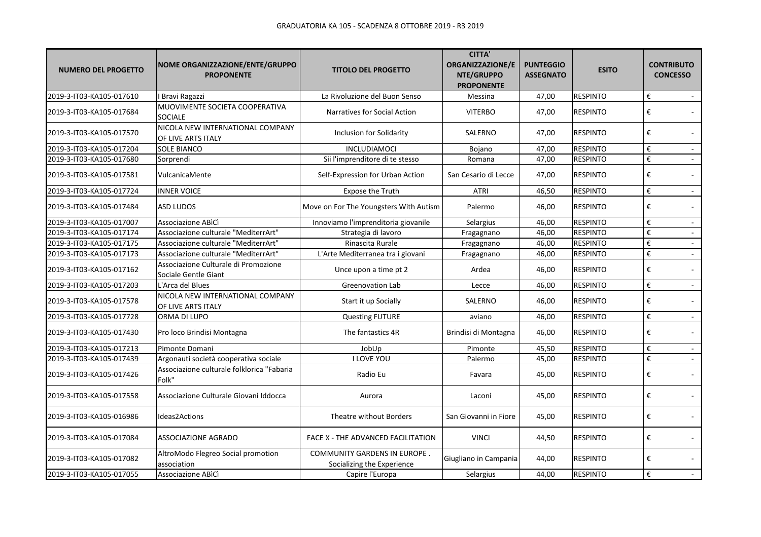GRADUATORIA KA 105 - SCADENZA 8 OTTOBRE 2019 - R3 2019

| NUMERO DEL PROGETTO | NOME ORGANIZZAZIONE/ENTE/GRUPPO PROPONENTE | TITOLO DEL PROGETTO | CITTA' ORGANIZZAZIONE/ENTE/GRUPPO PROPONENTE | PUNTEGGIO ASSEGNATO | ESITO | CONTRIBUTO CONCESSO |
|---|---|---|---|---|---|---|
| 2019-3-IT03-KA105-017610 | I Bravi Ragazzi | La Rivoluzione del Buon Senso | Messina | 47,00 | RESPINTO | € - |
| 2019-3-IT03-KA105-017684 | MUOVIMENTE SOCIETA COOPERATIVA SOCIALE | Narratives for Social Action | VITERBO | 47,00 | RESPINTO | € - |
| 2019-3-IT03-KA105-017570 | NICOLA NEW INTERNATIONAL COMPANY OF LIVE ARTS ITALY | Inclusion for Solidarity | SALERNO | 47,00 | RESPINTO | € - |
| 2019-3-IT03-KA105-017204 | SOLE BIANCO | INCLUDIAMOCI | Bojano | 47,00 | RESPINTO | € - |
| 2019-3-IT03-KA105-017680 | Sorprendi | Sii l'imprenditore di te stesso | Romana | 47,00 | RESPINTO | € - |
| 2019-3-IT03-KA105-017581 | VulcanicaMente | Self-Expression for Urban Action | San Cesario di Lecce | 47,00 | RESPINTO | € - |
| 2019-3-IT03-KA105-017724 | INNER VOICE | Expose the Truth | ATRI | 46,50 | RESPINTO | € - |
| 2019-3-IT03-KA105-017484 | ASD LUDOS | Move on For The Youngsters With Autism | Palermo | 46,00 | RESPINTO | € - |
| 2019-3-IT03-KA105-017007 | Associazione ABìCì | Innoviamo l'imprenditoria giovanile | Selargius | 46,00 | RESPINTO | € - |
| 2019-3-IT03-KA105-017174 | Associazione culturale "MediterrArt" | Strategia di lavoro | Fragagnano | 46,00 | RESPINTO | € - |
| 2019-3-IT03-KA105-017175 | Associazione culturale "MediterrArt" | Rinascita Rurale | Fragagnano | 46,00 | RESPINTO | € - |
| 2019-3-IT03-KA105-017173 | Associazione culturale "MediterrArt" | L'Arte Mediterranea tra i giovani | Fragagnano | 46,00 | RESPINTO | € - |
| 2019-3-IT03-KA105-017162 | Associazione Culturale di Promozione Sociale Gentle Giant | Unce upon a time pt 2 | Ardea | 46,00 | RESPINTO | € - |
| 2019-3-IT03-KA105-017203 | L'Arca del Blues | Greenovation Lab | Lecce | 46,00 | RESPINTO | € - |
| 2019-3-IT03-KA105-017578 | NICOLA NEW INTERNATIONAL COMPANY OF LIVE ARTS ITALY | Start it up Socially | SALERNO | 46,00 | RESPINTO | € - |
| 2019-3-IT03-KA105-017728 | ORMA DI LUPO | Questing FUTURE | aviano | 46,00 | RESPINTO | € - |
| 2019-3-IT03-KA105-017430 | Pro loco Brindisi Montagna | The fantastics 4R | Brindisi di Montagna | 46,00 | RESPINTO | € - |
| 2019-3-IT03-KA105-017213 | Pimonte Domani | JobUp | Pimonte | 45,50 | RESPINTO | € - |
| 2019-3-IT03-KA105-017439 | Argonauti società cooperativa sociale | I LOVE YOU | Palermo | 45,00 | RESPINTO | € - |
| 2019-3-IT03-KA105-017426 | Associazione culturale folklorica "Fabaria Folk" | Radio Eu | Favara | 45,00 | RESPINTO | € - |
| 2019-3-IT03-KA105-017558 | Associazione Culturale Giovani Iddocca | Aurora | Laconi | 45,00 | RESPINTO | € - |
| 2019-3-IT03-KA105-016986 | Ideas2Actions | Theatre without Borders | San Giovanni in Fiore | 45,00 | RESPINTO | € - |
| 2019-3-IT03-KA105-017084 | ASSOCIAZIONE AGRADO | FACE X - THE ADVANCED FACILITATION | VINCI | 44,50 | RESPINTO | € - |
| 2019-3-IT03-KA105-017082 | AltroModo Flegreo Social promotion association | COMMUNITY GARDENS IN EUROPE . Socializing the Experience | Giugliano in Campania | 44,00 | RESPINTO | € - |
| 2019-3-IT03-KA105-017055 | Associazione ABìCì | Capire l'Europa | Selargius | 44,00 | RESPINTO | € - |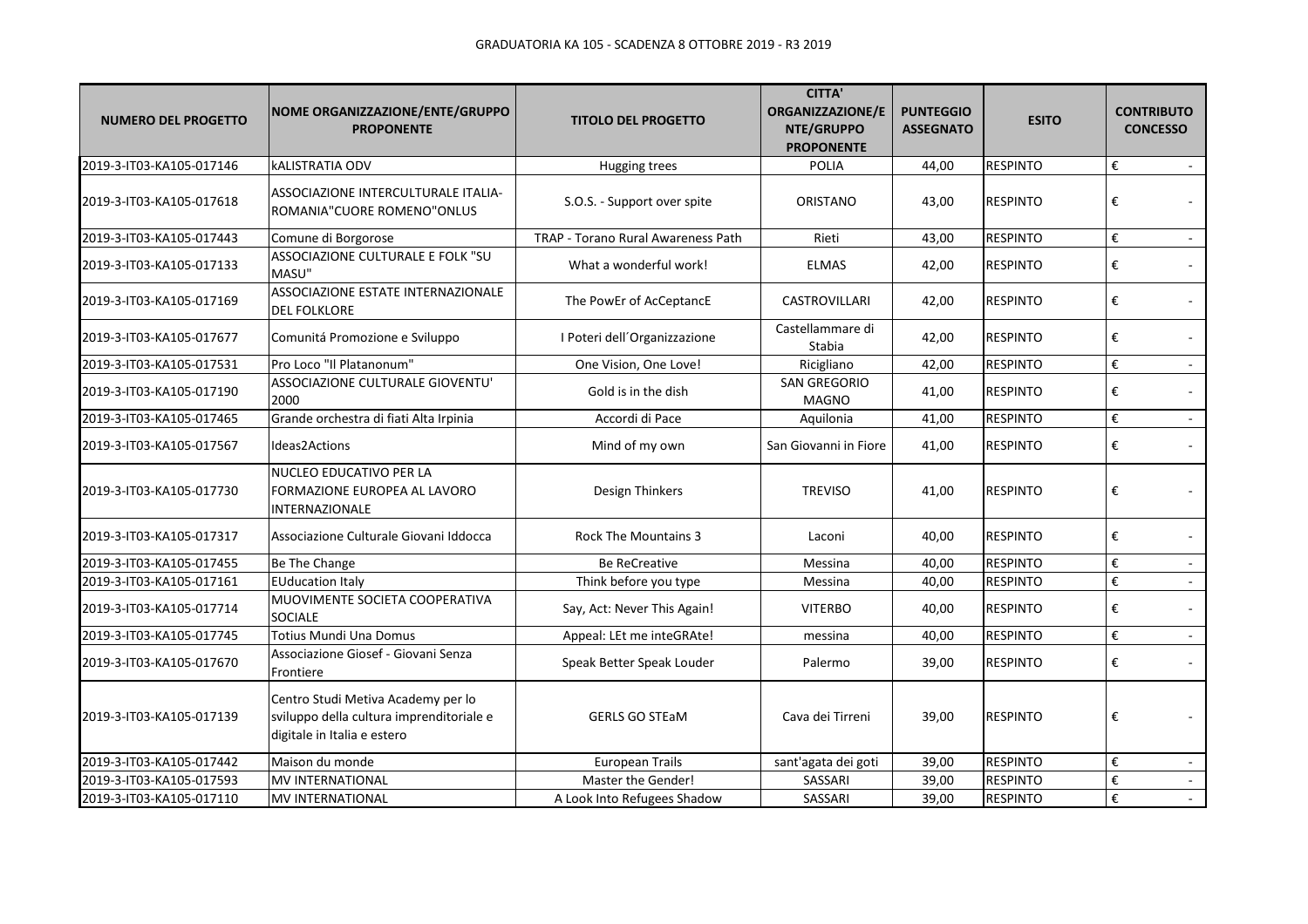GRADUATORIA KA 105 - SCADENZA 8 OTTOBRE 2019 - R3 2019

| NUMERO DEL PROGETTO | NOME ORGANIZZAZIONE/ENTE/GRUPPO PROPONENTE | TITOLO DEL PROGETTO | CITTA' ORGANIZZAZIONE/ENTE/GRUPPO PROPONENTE | PUNTEGGIO ASSEGNATO | ESITO | CONTRIBUTO CONCESSO |
|---|---|---|---|---|---|---|
| 2019-3-IT03-KA105-017146 | kALISTRATIA ODV | Hugging trees | POLIA | 44,00 | RESPINTO | € - |
| 2019-3-IT03-KA105-017618 | ASSOCIAZIONE INTERCULTURALE ITALIA-ROMANIA"CUORE ROMENO"ONLUS | S.O.S. - Support over spite | ORISTANO | 43,00 | RESPINTO | € - |
| 2019-3-IT03-KA105-017443 | Comune di Borgorose | TRAP - Torano Rural Awareness Path | Rieti | 43,00 | RESPINTO | € - |
| 2019-3-IT03-KA105-017133 | ASSOCIAZIONE CULTURALE E FOLK "SU MASU" | What a wonderful work! | ELMAS | 42,00 | RESPINTO | € - |
| 2019-3-IT03-KA105-017169 | ASSOCIAZIONE ESTATE INTERNAZIONALE DEL FOLKLORE | The PowEr of AcCeptancE | CASTROVILLARI | 42,00 | RESPINTO | € - |
| 2019-3-IT03-KA105-017677 | Comunitá Promozione e Sviluppo | I Poteri dell´Organizzazione | Castellammare di Stabia | 42,00 | RESPINTO | € - |
| 2019-3-IT03-KA105-017531 | Pro Loco "Il Platanonum" | One Vision, One Love! | Ricigliano | 42,00 | RESPINTO | € - |
| 2019-3-IT03-KA105-017190 | ASSOCIAZIONE CULTURALE GIOVENTU' 2000 | Gold is in the dish | SAN GREGORIO MAGNO | 41,00 | RESPINTO | € - |
| 2019-3-IT03-KA105-017465 | Grande orchestra di fiati Alta Irpinia | Accordi di Pace | Aquilonia | 41,00 | RESPINTO | € - |
| 2019-3-IT03-KA105-017567 | Ideas2Actions | Mind of my own | San Giovanni in Fiore | 41,00 | RESPINTO | € - |
| 2019-3-IT03-KA105-017730 | NUCLEO EDUCATIVO PER LA FORMAZIONE EUROPEA AL LAVORO INTERNAZIONALE | Design Thinkers | TREVISO | 41,00 | RESPINTO | € - |
| 2019-3-IT03-KA105-017317 | Associazione Culturale Giovani Iddocca | Rock The Mountains 3 | Laconi | 40,00 | RESPINTO | € - |
| 2019-3-IT03-KA105-017455 | Be The Change | Be ReCreative | Messina | 40,00 | RESPINTO | € - |
| 2019-3-IT03-KA105-017161 | EUducation Italy | Think before you type | Messina | 40,00 | RESPINTO | € - |
| 2019-3-IT03-KA105-017714 | MUOVIMENTE SOCIETA COOPERATIVA SOCIALE | Say, Act: Never This Again! | VITERBO | 40,00 | RESPINTO | € - |
| 2019-3-IT03-KA105-017745 | Totius Mundi Una Domus | Appeal: LEt me inteGRAte! | messina | 40,00 | RESPINTO | € - |
| 2019-3-IT03-KA105-017670 | Associazione Giosef - Giovani Senza Frontiere | Speak Better Speak Louder | Palermo | 39,00 | RESPINTO | € - |
| 2019-3-IT03-KA105-017139 | Centro Studi Metiva Academy per lo sviluppo della cultura imprenditoriale e digitale in Italia e estero | GERLS GO STEaM | Cava dei Tirreni | 39,00 | RESPINTO | € - |
| 2019-3-IT03-KA105-017442 | Maison du monde | European Trails | sant'agata dei goti | 39,00 | RESPINTO | € - |
| 2019-3-IT03-KA105-017593 | MV INTERNATIONAL | Master the Gender! | SASSARI | 39,00 | RESPINTO | € - |
| 2019-3-IT03-KA105-017110 | MV INTERNATIONAL | A Look Into Refugees Shadow | SASSARI | 39,00 | RESPINTO | € - |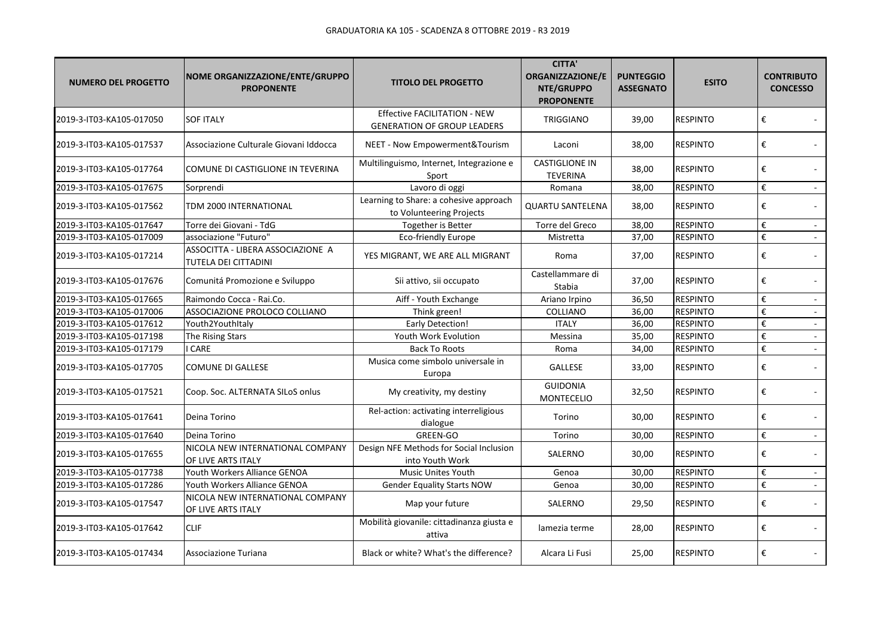GRADUATORIA KA 105 - SCADENZA 8 OTTOBRE 2019 - R3 2019

| NUMERO DEL PROGETTO | NOME ORGANIZZAZIONE/ENTE/GRUPPO PROPONENTE | TITOLO DEL PROGETTO | CITTA' ORGANIZZAZIONE/ENTE/GRUPPO PROPONENTE | PUNTEGGIO ASSEGNATO | ESITO | CONTRIBUTO CONCESSO |
|---|---|---|---|---|---|---|
| 2019-3-IT03-KA105-017050 | SOF ITALY | Effective FACILITATION - NEW GENERATION OF GROUP LEADERS | TRIGGIANO | 39,00 | RESPINTO | € - |
| 2019-3-IT03-KA105-017537 | Associazione Culturale Giovani Iddocca | NEET - Now Empowerment&Tourism | Laconi | 38,00 | RESPINTO | € - |
| 2019-3-IT03-KA105-017764 | COMUNE DI CASTIGLIONE IN TEVERINA | Multilinguismo, Internet, Integrazione e Sport | CASTIGLIONE IN TEVERINA | 38,00 | RESPINTO | € - |
| 2019-3-IT03-KA105-017675 | Sorprendi | Lavoro di oggi | Romana | 38,00 | RESPINTO | € - |
| 2019-3-IT03-KA105-017562 | TDM 2000 INTERNATIONAL | Learning to Share: a cohesive approach to Volunteering Projects | QUARTU SANTELENA | 38,00 | RESPINTO | € - |
| 2019-3-IT03-KA105-017647 | Torre dei Giovani - TdG | Together is Better | Torre del Greco | 38,00 | RESPINTO | € - |
| 2019-3-IT03-KA105-017009 | associazione "Futuro" | Eco-friendly Europe | Mistretta | 37,00 | RESPINTO | € - |
| 2019-3-IT03-KA105-017214 | ASSOCITTA - LIBERA ASSOCIAZIONE A TUTELA DEI CITTADINI | YES MIGRANT, WE ARE ALL MIGRANT | Roma | 37,00 | RESPINTO | € - |
| 2019-3-IT03-KA105-017676 | Comunitá Promozione e Sviluppo | Sii attivo, sii occupato | Castellammare di Stabia | 37,00 | RESPINTO | € - |
| 2019-3-IT03-KA105-017665 | Raimondo Cocca - Rai.Co. | Aiff - Youth Exchange | Ariano Irpino | 36,50 | RESPINTO | € - |
| 2019-3-IT03-KA105-017006 | ASSOCIAZIONE PROLOCO COLLIANO | Think green! | COLLIANO | 36,00 | RESPINTO | € - |
| 2019-3-IT03-KA105-017612 | Youth2YouthItaly | Early Detection! | ITALY | 36,00 | RESPINTO | € - |
| 2019-3-IT03-KA105-017198 | The Rising Stars | Youth Work Evolution | Messina | 35,00 | RESPINTO | € - |
| 2019-3-IT03-KA105-017179 | I CARE | Back To Roots | Roma | 34,00 | RESPINTO | € - |
| 2019-3-IT03-KA105-017705 | COMUNE DI GALLESE | Musica come simbolo universale in Europa | GALLESE | 33,00 | RESPINTO | € - |
| 2019-3-IT03-KA105-017521 | Coop. Soc. ALTERNATA SILoS onlus | My creativity, my destiny | GUIDONIA MONTECELIO | 32,50 | RESPINTO | € - |
| 2019-3-IT03-KA105-017641 | Deina Torino | Rel-action: activating interreligious dialogue | Torino | 30,00 | RESPINTO | € - |
| 2019-3-IT03-KA105-017640 | Deina Torino | GREEN-GO | Torino | 30,00 | RESPINTO | € - |
| 2019-3-IT03-KA105-017655 | NICOLA NEW INTERNATIONAL COMPANY OF LIVE ARTS ITALY | Design NFE Methods for Social Inclusion into Youth Work | SALERNO | 30,00 | RESPINTO | € - |
| 2019-3-IT03-KA105-017738 | Youth Workers Alliance GENOA | Music Unites Youth | Genoa | 30,00 | RESPINTO | € - |
| 2019-3-IT03-KA105-017286 | Youth Workers Alliance GENOA | Gender Equality Starts NOW | Genoa | 30,00 | RESPINTO | € - |
| 2019-3-IT03-KA105-017547 | NICOLA NEW INTERNATIONAL COMPANY OF LIVE ARTS ITALY | Map your future | SALERNO | 29,50 | RESPINTO | € - |
| 2019-3-IT03-KA105-017642 | CLIF | Mobilità giovanile: cittadinanza giusta e attiva | lamezia terme | 28,00 | RESPINTO | € - |
| 2019-3-IT03-KA105-017434 | Associazione Turiana | Black or white? What's the difference? | Alcara Li Fusi | 25,00 | RESPINTO | € - |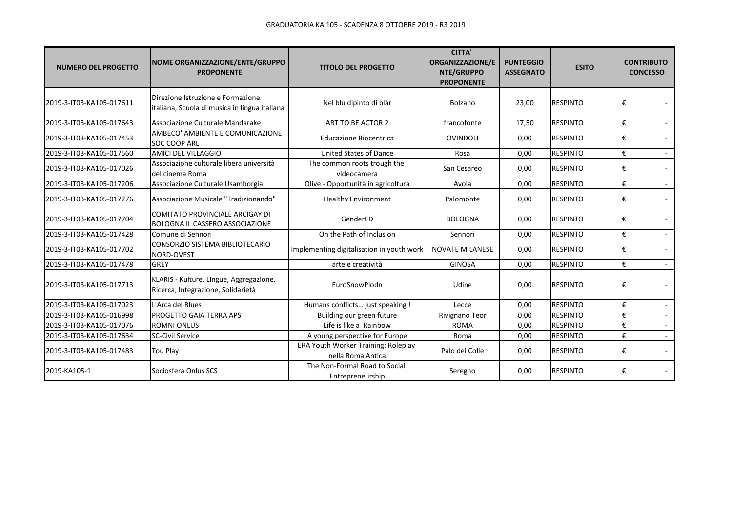GRADUATORIA KA 105 - SCADENZA 8 OTTOBRE 2019 - R3 2019

| NUMERO DEL PROGETTO | NOME ORGANIZZAZIONE/ENTE/GRUPPO PROPONENTE | TITOLO DEL PROGETTO | CITTA' ORGANIZZAZIONE/ENTE/GRUPPO PROPONENTE | PUNTEGGIO ASSEGNATO | ESITO | CONTRIBUTO CONCESSO |
|---|---|---|---|---|---|---|
| 2019-3-IT03-KA105-017611 | Direzione Istruzione e Formazione italiana, Scuola di musica in lingua italiana | Nel blu dipinto di blár | Bolzano | 23,00 | RESPINTO | € - |
| 2019-3-IT03-KA105-017643 | Associazione Culturale Mandarake | ART TO BE ACTOR 2 | francofonte | 17,50 | RESPINTO | € - |
| 2019-3-IT03-KA105-017453 | AMBECO' AMBIENTE E COMUNICAZIONE SOC COOP ARL | Educazione Biocentrica | OVINDOLI | 0,00 | RESPINTO | € - |
| 2019-3-IT03-KA105-017560 | AMICI DEL VILLAGGIO | United States of Dance | Rosà | 0,00 | RESPINTO | € - |
| 2019-3-IT03-KA105-017026 | Associazione culturale libera università del cinema Roma | The common roots trough the videocamera | San Cesareo | 0,00 | RESPINTO | € - |
| 2019-3-IT03-KA105-017206 | Associazione Culturale Usamborgia | Olive - Opportunità in agricoltura | Avola | 0,00 | RESPINTO | € - |
| 2019-3-IT03-KA105-017276 | Associazione Musicale "Tradizionando" | Healthy Environment | Palomonte | 0,00 | RESPINTO | € - |
| 2019-3-IT03-KA105-017704 | COMITATO PROVINCIALE ARCIGAY DI BOLOGNA IL CASSERO ASSOCIAZIONE | GenderED | BOLOGNA | 0,00 | RESPINTO | € - |
| 2019-3-IT03-KA105-017428 | Comune di Sennori | On the Path of Inclusion | Sennori | 0,00 | RESPINTO | € - |
| 2019-3-IT03-KA105-017702 | CONSORZIO SISTEMA BIBLIOTECARIO NORD-OVEST | Implementing digitalisation in youth work | NOVATE MILANESE | 0,00 | RESPINTO | € - |
| 2019-3-IT03-KA105-017478 | GREY | arte e creatività | GINOSA | 0,00 | RESPINTO | € - |
| 2019-3-IT03-KA105-017713 | KLARIS - Kulture, Lingue, Aggregazione, Ricerca, Integrazione, Solidarietà | EuroSnowPlodn | Udine | 0,00 | RESPINTO | € - |
| 2019-3-IT03-KA105-017023 | L'Arca del Blues | Humans conflicts… just speaking ! | Lecce | 0,00 | RESPINTO | € - |
| 2019-3-IT03-KA105-016998 | PROGETTO GAIA TERRA APS | Building our green future | Rivignano Teor | 0,00 | RESPINTO | € - |
| 2019-3-IT03-KA105-017076 | ROMNI ONLUS | Life is like a Rainbow | ROMA | 0,00 | RESPINTO | € - |
| 2019-3-IT03-KA105-017634 | SC-Civil Service | A young perspective for Europe | Roma | 0,00 | RESPINTO | € - |
| 2019-3-IT03-KA105-017483 | Tou Play | ERA Youth Worker Training: Roleplay nella Roma Antica | Palo del Colle | 0,00 | RESPINTO | € - |
| 2019-KA105-1 | Sociosfera Onlus SCS | The Non-Formal Road to Social Entrepreneurship | Seregno | 0,00 | RESPINTO | € - |